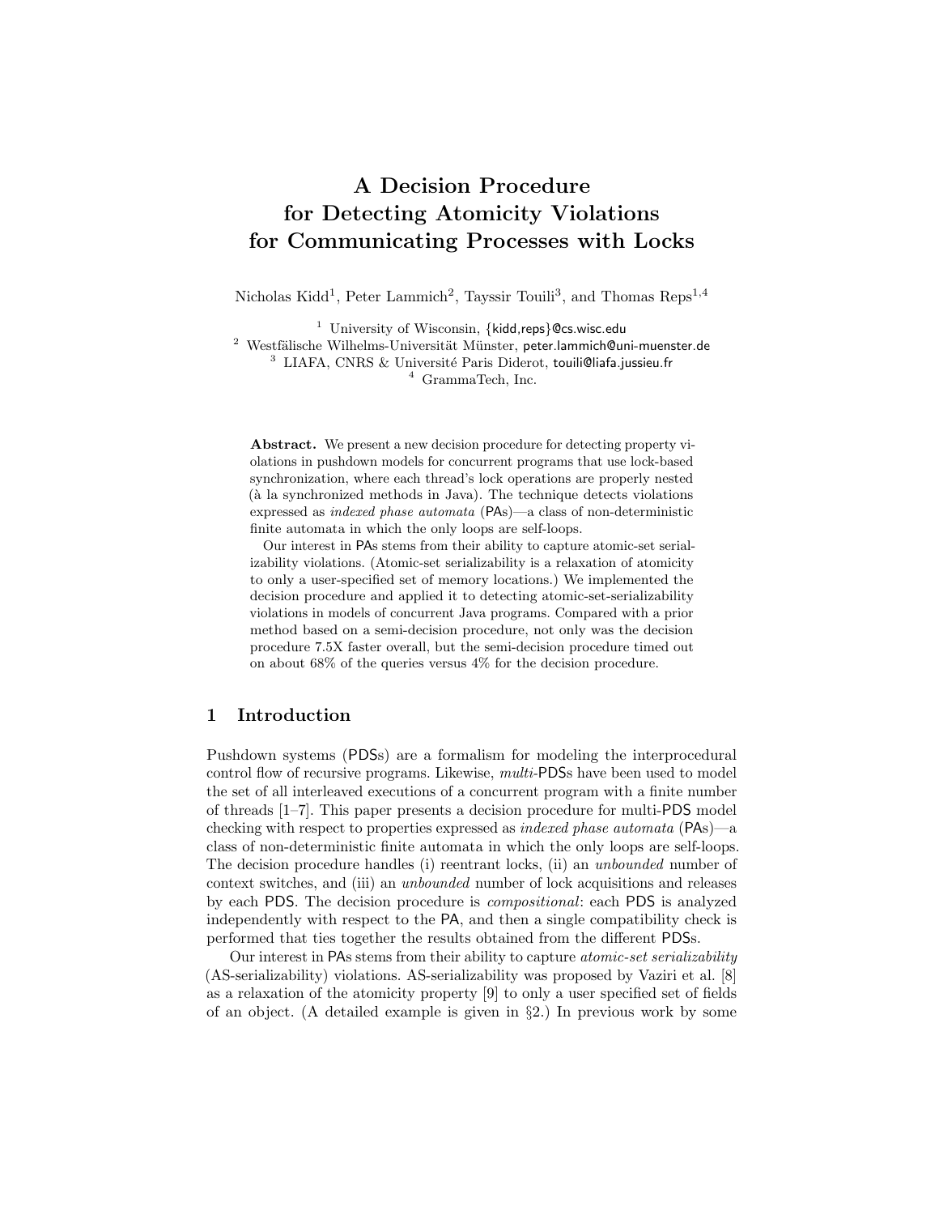# A Decision Procedure for Detecting Atomicity Violations for Communicating Processes with Locks

Nicholas Kidd[1], Peter Lammich[2], Tayssir Touili[3], and Thomas Reps[1,4]

[1] University of Wisconsin, {kidd,reps}@cs.wisc.edu
[2] Westfälische Wilhelms-Universität Münster, peter.lammich@uni-muenster.de
[3] LIAFA, CNRS & Université Paris Diderot, touili@liafa.jussieu.fr
[4] GrammaTech, Inc.

**Abstract.** We present a new decision procedure for detecting property violations in pushdown models for concurrent programs that use lock-based synchronization, where each thread's lock operations are properly nested (à la synchronized methods in Java). The technique detects violations expressed as *indexed phase automata* (PAs)—a class of non-deterministic finite automata in which the only loops are self-loops.

Our interest in PAs stems from their ability to capture atomic-set serializability violations. (Atomic-set serializability is a relaxation of atomicity to only a user-specified set of memory locations.) We implemented the decision procedure and applied it to detecting atomic-set-serializability violations in models of concurrent Java programs. Compared with a prior method based on a semi-decision procedure, not only was the decision procedure 7.5X faster overall, but the semi-decision procedure timed out on about 68% of the queries versus 4% for the decision procedure.

## 1 Introduction

Pushdown systems (PDSs) are a formalism for modeling the interprocedural control flow of recursive programs. Likewise, *multi*-PDSs have been used to model the set of all interleaved executions of a concurrent program with a finite number of threads [1–7]. This paper presents a decision procedure for multi-PDS model checking with respect to properties expressed as *indexed phase automata* (PAs)—a class of non-deterministic finite automata in which the only loops are self-loops. The decision procedure handles (i) reentrant locks, (ii) an *unbounded* number of context switches, and (iii) an *unbounded* number of lock acquisitions and releases by each PDS. The decision procedure is *compositional*: each PDS is analyzed independently with respect to the PA, and then a single compatibility check is performed that ties together the results obtained from the different PDSs.

Our interest in PAs stems from their ability to capture *atomic-set serializability* (AS-serializability) violations. AS-serializability was proposed by Vaziri et al. [8] as a relaxation of the atomicity property [9] to only a user specified set of fields of an object. (A detailed example is given in §2.) In previous work by some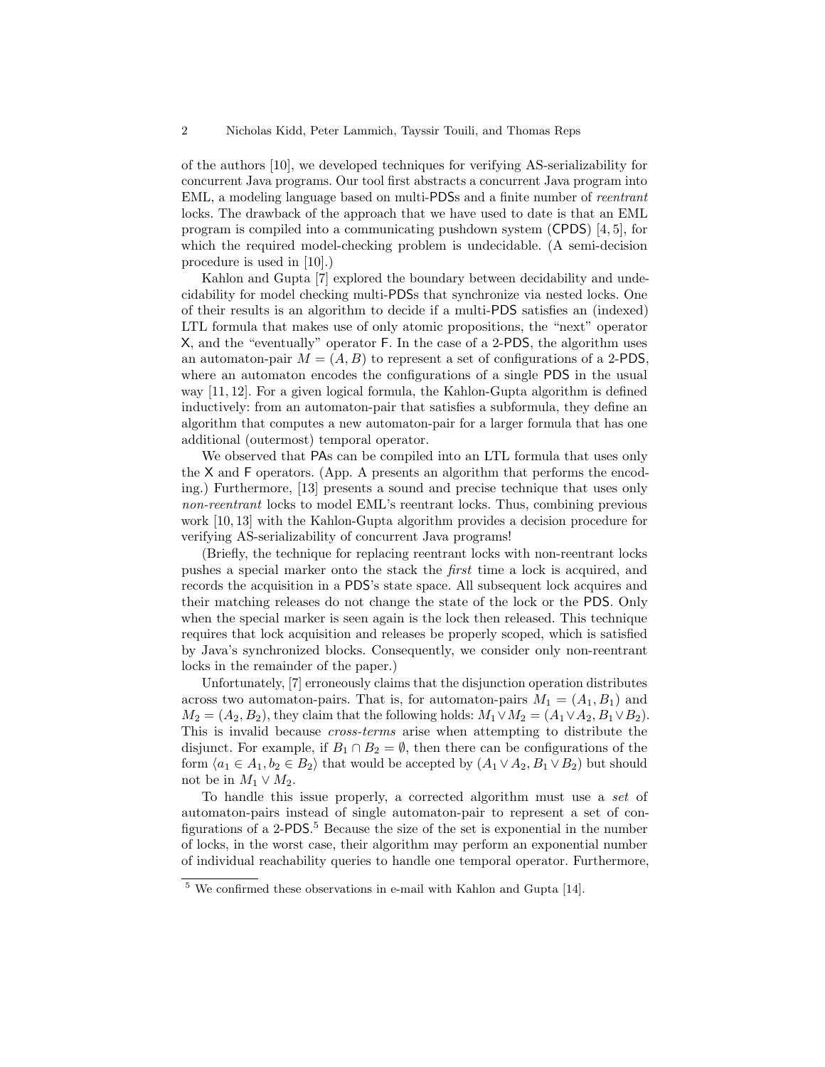of the authors [10], we developed techniques for verifying AS-serializability for concurrent Java programs. Our tool first abstracts a concurrent Java program into EML, a modeling language based on multi-PDSs and a finite number of *reentrant* locks. The drawback of the approach that we have used to date is that an EML program is compiled into a communicating pushdown system (CPDS) [4, 5], for which the required model-checking problem is undecidable. (A semi-decision procedure is used in [10].)

Kahlon and Gupta [7] explored the boundary between decidability and undecidability for model checking multi-PDSs that synchronize via nested locks. One of their results is an algorithm to decide if a multi-PDS satisfies an (indexed) LTL formula that makes use of only atomic propositions, the "next" operator X, and the "eventually" operator F. In the case of a 2-PDS, the algorithm uses an automaton-pair $M = (A, B)$ to represent a set of configurations of a 2-PDS, where an automaton encodes the configurations of a single PDS in the usual way [11, 12]. For a given logical formula, the Kahlon-Gupta algorithm is defined inductively: from an automaton-pair that satisfies a subformula, they define an algorithm that computes a new automaton-pair for a larger formula that has one additional (outermost) temporal operator.

We observed that PAs can be compiled into an LTL formula that uses only the X and F operators. (App. A presents an algorithm that performs the encoding.) Furthermore, [13] presents a sound and precise technique that uses only *non-reentrant* locks to model EML's reentrant locks. Thus, combining previous work [10, 13] with the Kahlon-Gupta algorithm provides a decision procedure for verifying AS-serializability of concurrent Java programs!

(Briefly, the technique for replacing reentrant locks with non-reentrant locks pushes a special marker onto the stack the *first* time a lock is acquired, and records the acquisition in a PDS's state space. All subsequent lock acquires and their matching releases do not change the state of the lock or the PDS. Only when the special marker is seen again is the lock then released. This technique requires that lock acquisition and releases be properly scoped, which is satisfied by Java's synchronized blocks. Consequently, we consider only non-reentrant locks in the remainder of the paper.)

Unfortunately, [7] erroneously claims that the disjunction operation distributes across two automaton-pairs. That is, for automaton-pairs $M_1 = (A_1, B_1)$ and $M_2 = (A_2, B_2)$, they claim that the following holds: $M_1 \vee M_2 = (A_1 \vee A_2, B_1 \vee B_2)$. This is invalid because *cross-terms* arise when attempting to distribute the disjunct. For example, if $B_1 \cap B_2 = \emptyset$, then there can be configurations of the form $\langle a_1 \in A_1, b_2 \in B_2 \rangle$ that would be accepted by $(A_1 \vee A_2, B_1 \vee B_2)$ but should not be in $M_1 \vee M_2$.

To handle this issue properly, a corrected algorithm must use a *set* of automaton-pairs instead of single automaton-pair to represent a set of configurations of a 2-PDS.[5] Because the size of the set is exponential in the number of locks, in the worst case, their algorithm may perform an exponential number of individual reachability queries to handle one temporal operator. Furthermore,

[5] We confirmed these observations in e-mail with Kahlon and Gupta [14].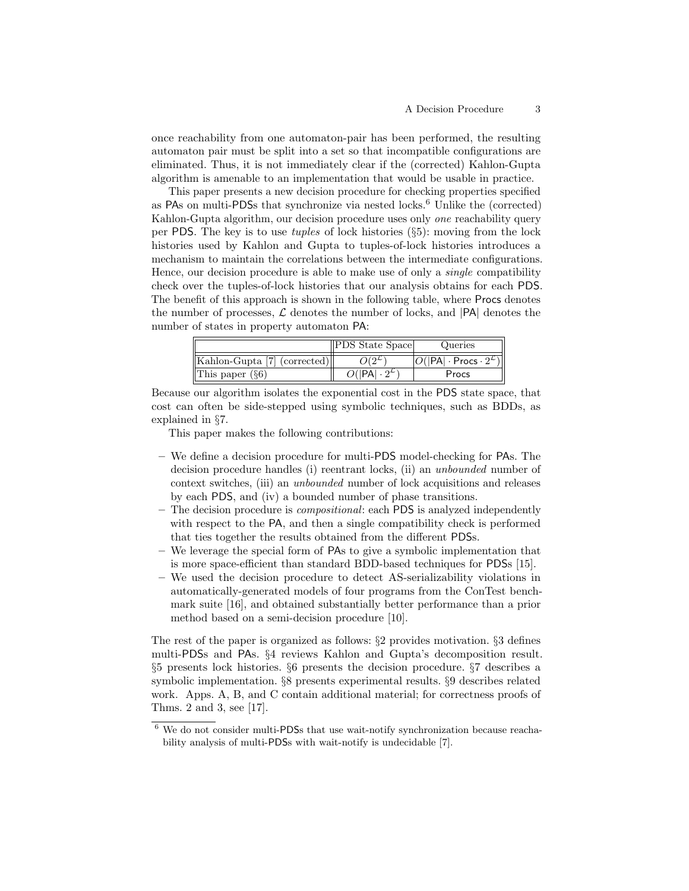once reachability from one automaton-pair has been performed, the resulting automaton pair must be split into a set so that incompatible configurations are eliminated. Thus, it is not immediately clear if the (corrected) Kahlon-Gupta algorithm is amenable to an implementation that would be usable in practice.

This paper presents a new decision procedure for checking properties specified as PAs on multi-PDSs that synchronize via nested locks.[6] Unlike the (corrected) Kahlon-Gupta algorithm, our decision procedure uses only *one* reachability query per PDS. The key is to use *tuples* of lock histories (§5): moving from the lock histories used by Kahlon and Gupta to tuples-of-lock histories introduces a mechanism to maintain the correlations between the intermediate configurations. Hence, our decision procedure is able to make use of only a *single* compatibility check over the tuples-of-lock histories that our analysis obtains for each PDS. The benefit of this approach is shown in the following table, where Procs denotes the number of processes, $\mathcal{L}$ denotes the number of locks, and $|\mathsf{PA}|$ denotes the number of states in property automaton PA:

| | PDS State Space | Queries |
|---|---|---|
| Kahlon-Gupta [7] (corrected) | $O(2^{\mathcal{L}})$ | $O(\lvert\mathsf{PA}\rvert \cdot \mathsf{Procs} \cdot 2^{\mathcal{L}})$ |
| This paper (§6) | $O(\lvert\mathsf{PA}\rvert \cdot 2^{\mathcal{L}})$ | Procs |

Because our algorithm isolates the exponential cost in the PDS state space, that cost can often be side-stepped using symbolic techniques, such as BDDs, as explained in §7.

This paper makes the following contributions:

- We define a decision procedure for multi-PDS model-checking for PAs. The decision procedure handles (i) reentrant locks, (ii) an *unbounded* number of context switches, (iii) an *unbounded* number of lock acquisitions and releases by each PDS, and (iv) a bounded number of phase transitions.
- The decision procedure is *compositional*: each PDS is analyzed independently with respect to the PA, and then a single compatibility check is performed that ties together the results obtained from the different PDSs.
- We leverage the special form of PAs to give a symbolic implementation that is more space-efficient than standard BDD-based techniques for PDSs [15].
- We used the decision procedure to detect AS-serializability violations in automatically-generated models of four programs from the ConTest benchmark suite [16], and obtained substantially better performance than a prior method based on a semi-decision procedure [10].

The rest of the paper is organized as follows: §2 provides motivation. §3 defines multi-PDSs and PAs. §4 reviews Kahlon and Gupta's decomposition result. §5 presents lock histories. §6 presents the decision procedure. §7 describes a symbolic implementation. §8 presents experimental results. §9 describes related work. Apps. A, B, and C contain additional material; for correctness proofs of Thms. 2 and 3, see [17].

[6] We do not consider multi-PDSs that use wait-notify synchronization because reachability analysis of multi-PDSs with wait-notify is undecidable [7].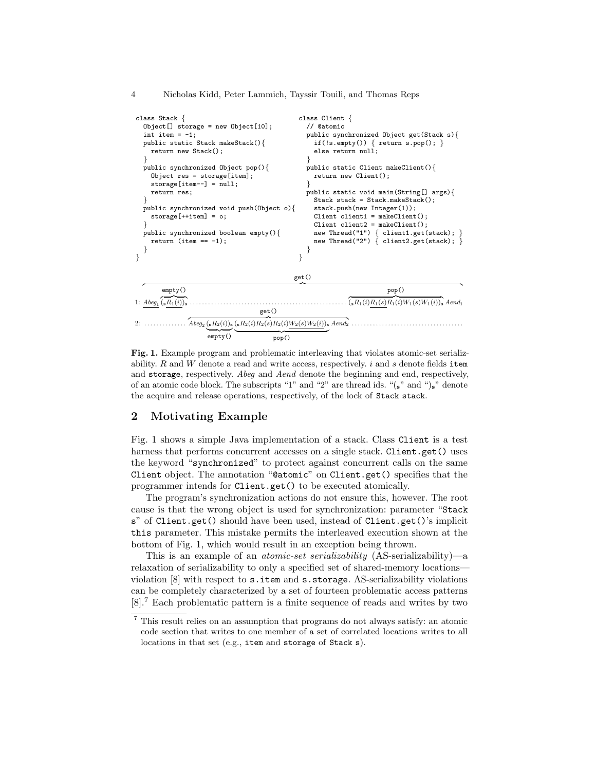```
class Stack {
  Object[] storage = new Object[10];
  int item = -1;
  public static Stack makeStack(){
    return new Stack();
  }
  public synchronized Object pop(){
    Object res = storage[item];
    storage[item--] = null;
    return res;
  }
  public synchronized void push(Object o){
    storage[++item] = o;
  }
  public synchronized boolean empty(){
    return (item == -1);
  }
}
```

```
class Client {
  // @atomic
  public synchronized Object get(Stack s){
    if(!s.empty()) { return s.pop(); }
    else return null;
  }
  public static Client makeClient(){
    return new Client();
  }
  public static void main(String[] args){
    Stack stack = Stack.makeStack();
    stack.push(new Integer(1));
    Client client1 = makeClient();
    Client client2 = makeClient();
    new Thread("1") { client1.get(stack); }
    new Thread("2") { client2.get(stack); }
  }
}
```

1: $\underline{Abeg_1}\,\overbrace{(_\mathtt{s}\underline{R_1(i)})_\mathtt{s}}^{\texttt{empty()}} \ldots\ldots\ldots\ldots \overbrace{(_\mathtt{s}R_1(i)\underline{R_1(s)}R_1(i)W_1(s)W_1(i))_\mathtt{s}}^{\texttt{pop()}}\,Aend_1$ (the whole line 1 forms `get()`)

2: $\ldots\ldots \overbrace{Abeg_2\,\underbrace{(_\mathtt{s}R_2(i))_\mathtt{s}}_{\texttt{empty()}}\,\underbrace{(_\mathtt{s}R_2(i)R_2(s)R_2(i)\underline{W_2(s)W_2(i)})_\mathtt{s}}_{\texttt{pop()}}\,Aend_2}^{\texttt{get()}} \ldots\ldots$

**Fig. 1.** Example program and problematic interleaving that violates atomic-set serializability. $R$ and $W$ denote a read and write access, respectively. $i$ and $s$ denote fields `item` and `storage`, respectively. *Abeg* and *Aend* denote the beginning and end, respectively, of an atomic code block. The subscripts "1" and "2" are thread ids. "$(_\mathtt{s}$" and "$)_\mathtt{s}$" denote the acquire and release operations, respectively, of the lock of `Stack stack`.

## 2 Motivating Example

Fig. 1 shows a simple Java implementation of a stack. Class `Client` is a test harness that performs concurrent accesses on a single stack. `Client.get()` uses the keyword "`synchronized`" to protect against concurrent calls on the same `Client` object. The annotation "`@atomic`" on `Client.get()` specifies that the programmer intends for `Client.get()` to be executed atomically.

The program's synchronization actions do not ensure this, however. The root cause is that the wrong object is used for synchronization: parameter "`Stack s`" of `Client.get()` should have been used, instead of `Client.get()`'s implicit `this` parameter. This mistake permits the interleaved execution shown at the bottom of Fig. 1, which would result in an exception being thrown.

This is an example of an *atomic-set serializability* (AS-serializability)—a relaxation of serializability to only a specified set of shared-memory locations—violation [8] with respect to `s.item` and `s.storage`. AS-serializability violations can be completely characterized by a set of fourteen problematic access patterns [8].[7] Each problematic pattern is a finite sequence of reads and writes by two

[7] This result relies on an assumption that programs do not always satisfy: an atomic code section that writes to one member of a set of correlated locations writes to all locations in that set (e.g., `item` and `storage` of `Stack s`).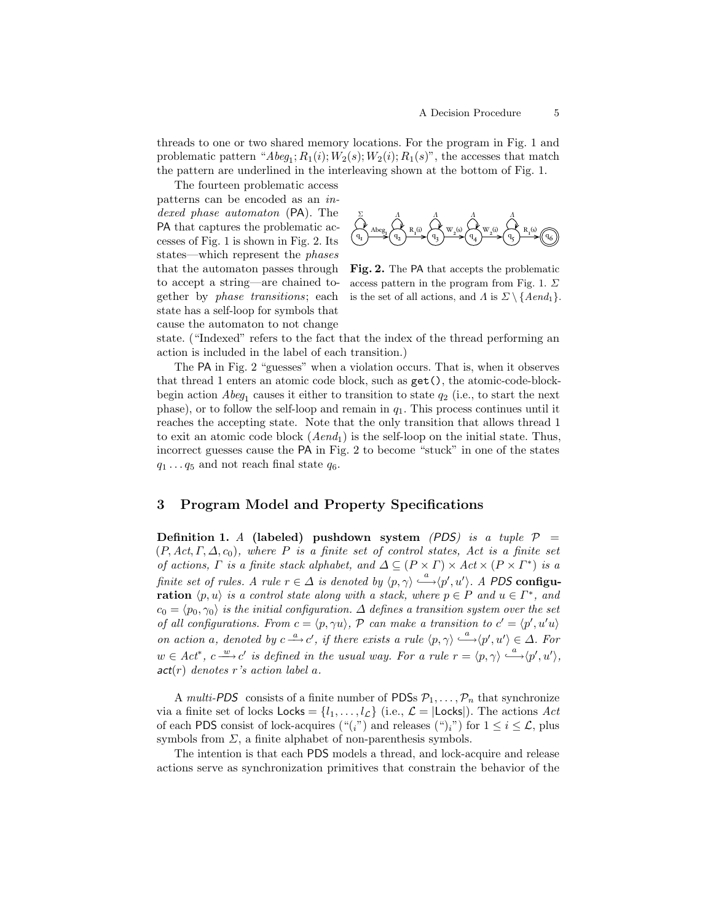threads to one or two shared memory locations. For the program in Fig. 1 and problematic pattern "$Abeg_1; R_1(i); W_2(s); W_2(i); R_1(s)$", the accesses that match the pattern are underlined in the interleaving shown at the bottom of Fig. 1.

The fourteen problematic access patterns can be encoded as an *indexed phase automaton* (PA). The PA that captures the problematic accesses of Fig. 1 is shown in Fig. 2. Its states—which represent the *phases* that the automaton passes through to accept a string—are chained together by *phase transitions*; each state has a self-loop for symbols that cause the automaton to not change state. ("Indexed" refers to the fact that the index of the thread performing an action is included in the label of each transition.)

**Fig. 2.** The PA that accepts the problematic access pattern in the program from Fig. 1. $\Sigma$ is the set of all actions, and $\Lambda$ is $\Sigma \setminus \{Aend_1\}$.

The PA in Fig. 2 "guesses" when a violation occurs. That is, when it observes that thread 1 enters an atomic code block, such as `get()`, the atomic-code-block-begin action $Abeg_1$ causes it either to transition to state $q_2$ (i.e., to start the next phase), or to follow the self-loop and remain in $q_1$. This process continues until it reaches the accepting state. Note that the only transition that allows thread 1 to exit an atomic code block ($Aend_1$) is the self-loop on the initial state. Thus, incorrect guesses cause the PA in Fig. 2 to become "stuck" in one of the states $q_1 \dots q_5$ and not reach final state $q_6$.

## 3 Program Model and Property Specifications

**Definition 1.** *A* **(labeled) pushdown system** *(PDS) is a tuple $\mathcal{P} = (P, Act, \Gamma, \Delta, c_0)$, where $P$ is a finite set of control states, $Act$ is a finite set of actions, $\Gamma$ is a finite stack alphabet, and $\Delta \subseteq (P \times \Gamma) \times Act \times (P \times \Gamma^*)$ is a finite set of rules. A rule $r \in \Delta$ is denoted by $\langle p, \gamma \rangle \overset{a}{\hookrightarrow} \langle p', u' \rangle$. A PDS* **configuration** *$\langle p, u \rangle$ is a control state along with a stack, where $p \in P$ and $u \in \Gamma^*$, and $c_0 = \langle p_0, \gamma_0 \rangle$ is the initial configuration. $\Delta$ defines a transition system over the set of all configurations. From $c = \langle p, \gamma u \rangle$, $\mathcal{P}$ can make a transition to $c' = \langle p', u'u \rangle$ on action $a$, denoted by $c \xrightarrow{a} c'$, if there exists a rule $\langle p, \gamma \rangle \overset{a}{\hookrightarrow} \langle p', u' \rangle \in \Delta$. For $w \in Act^*$, $c \xrightarrow{w} c'$ is defined in the usual way. For a rule $r = \langle p, \gamma \rangle \overset{a}{\hookrightarrow} \langle p', u' \rangle$, $\mathsf{act}(r)$ denotes $r$'s action label $a$.*

A *multi-PDS* consists of a finite number of PDSs $\mathcal{P}_1, \dots, \mathcal{P}_n$ that synchronize via a finite set of locks $\mathsf{Locks} = \{l_1, \dots, l_{\mathcal{L}}\}$ (i.e., $\mathcal{L} = |\mathsf{Locks}|$). The actions $Act$ of each PDS consist of lock-acquires ("$(_i$") and releases ("$)_i$") for $1 \le i \le \mathcal{L}$, plus symbols from $\Sigma$, a finite alphabet of non-parenthesis symbols.

The intention is that each PDS models a thread, and lock-acquire and release actions serve as synchronization primitives that constrain the behavior of the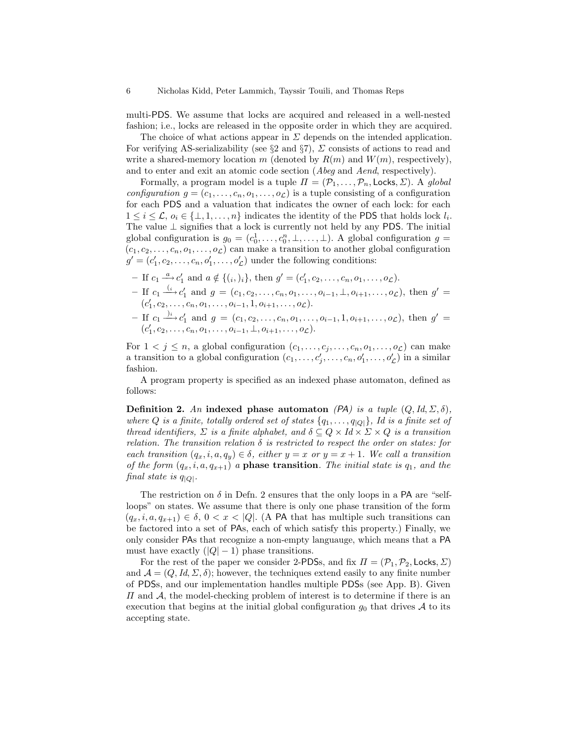multi-PDS. We assume that locks are acquired and released in a well-nested fashion; i.e., locks are released in the opposite order in which they are acquired.

The choice of what actions appear in $\Sigma$ depends on the intended application. For verifying AS-serializability (see §2 and §7), $\Sigma$ consists of actions to read and write a shared-memory location $m$ (denoted by $R(m)$ and $W(m)$, respectively), and to enter and exit an atomic code section (*Abeg* and *Aend*, respectively).

Formally, a program model is a tuple $\Pi = (\mathcal{P}_1, \ldots, \mathcal{P}_n, \mathsf{Locks}, \Sigma)$. A *global configuration* $g = (c_1, \ldots, c_n, o_1, \ldots, o_{\mathcal{L}})$ is a tuple consisting of a configuration for each PDS and a valuation that indicates the owner of each lock: for each $1 \leq i \leq \mathcal{L}$, $o_i \in \{\bot, 1, \ldots, n\}$ indicates the identity of the PDS that holds lock $l_i$. The value $\bot$ signifies that a lock is currently not held by any PDS. The initial global configuration is $g_0 = (c_0^1, \ldots, c_0^n, \bot, \ldots, \bot)$. A global configuration $g = (c_1, c_2, \ldots, c_n, o_1, \ldots, o_{\mathcal{L}})$ can make a transition to another global configuration $g' = (c'_1, c_2, \ldots, c_n, o'_1, \ldots, o'_{\mathcal{L}})$ under the following conditions:

- If $c_1 \xrightarrow{a} c'_1$ and $a \notin \{(_i, )_i\}$, then $g' = (c'_1, c_2, \ldots, c_n, o_1, \ldots, o_{\mathcal{L}})$.
- If $c_1 \xrightarrow{(_i} c'_1$ and $g = (c_1, c_2, \ldots, c_n, o_1, \ldots, o_{i-1}, \bot, o_{i+1}, \ldots, o_{\mathcal{L}})$, then $g' = (c'_1, c_2, \ldots, c_n, o_1, \ldots, o_{i-1}, 1, o_{i+1}, \ldots, o_{\mathcal{L}})$.
- If $c_1 \xrightarrow{)_i} c'_1$ and $g = (c_1, c_2, \ldots, c_n, o_1, \ldots, o_{i-1}, 1, o_{i+1}, \ldots, o_{\mathcal{L}})$, then $g' = (c'_1, c_2, \ldots, c_n, o_1, \ldots, o_{i-1}, \bot, o_{i+1}, \ldots, o_{\mathcal{L}})$.

For $1 < j \leq n$, a global configuration $(c_1, \ldots, c_j, \ldots, c_n, o_1, \ldots, o_{\mathcal{L}})$ can make a transition to a global configuration $(c_1, \ldots, c'_j, \ldots, c_n, o'_1, \ldots, o'_{\mathcal{L}})$ in a similar fashion.

A program property is specified as an indexed phase automaton, defined as follows:

**Definition 2.** *An* **indexed phase automaton** *(PA) is a tuple $(Q, Id, \Sigma, \delta)$, where $Q$ is a finite, totally ordered set of states $\{q_1, \ldots, q_{|Q|}\}$, $Id$ is a finite set of thread identifiers, $\Sigma$ is a finite alphabet, and $\delta \subseteq Q \times Id \times \Sigma \times Q$ is a transition relation. The transition relation $\delta$ is restricted to respect the order on states: for each transition $(q_x, i, a, q_y) \in \delta$, either $y = x$ or $y = x + 1$. We call a transition of the form $(q_x, i, a, q_{x+1})$ a* **phase transition***. The initial state is $q_1$, and the final state is $q_{|Q|}$.*

The restriction on $\delta$ in Defn. 2 ensures that the only loops in a PA are "self-loops" on states. We assume that there is only one phase transition of the form $(q_x, i, a, q_{x+1}) \in \delta$, $0 < x < |Q|$. (A PA that has multiple such transitions can be factored into a set of PAs, each of which satisfy this property.) Finally, we only consider PAs that recognize a non-empty languauge, which means that a PA must have exactly $(|Q| - 1)$ phase transitions.

For the rest of the paper we consider 2-PDSs, and fix $\Pi = (\mathcal{P}_1, \mathcal{P}_2, \mathsf{Locks}, \Sigma)$ and $\mathcal{A} = (Q, Id, \Sigma, \delta)$; however, the techniques extend easily to any finite number of PDSs, and our implementation handles multiple PDSs (see App. B). Given $\Pi$ and $\mathcal{A}$, the model-checking problem of interest is to determine if there is an execution that begins at the initial global configuration $g_0$ that drives $\mathcal{A}$ to its accepting state.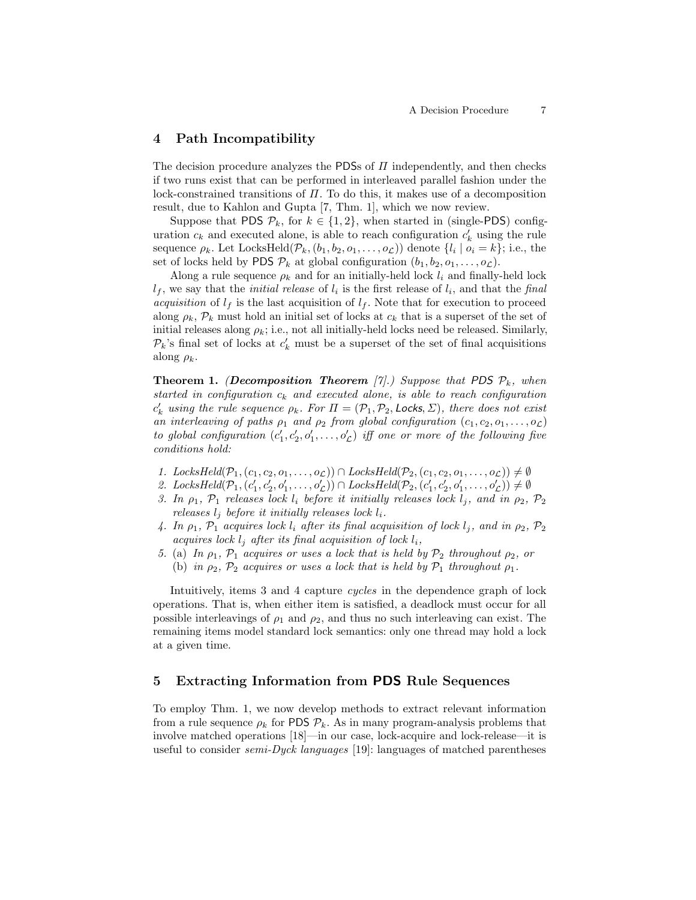## 4 Path Incompatibility

The decision procedure analyzes the PDSs of $\Pi$ independently, and then checks if two runs exist that can be performed in interleaved parallel fashion under the lock-constrained transitions of $\Pi$. To do this, it makes use of a decomposition result, due to Kahlon and Gupta [7, Thm. 1], which we now review.

Suppose that PDS $\mathcal{P}_k$, for $k \in \{1, 2\}$, when started in (single-PDS) configuration $c_k$ and executed alone, is able to reach configuration $c'_k$ using the rule sequence $\rho_k$. Let $\text{LocksHeld}(\mathcal{P}_k, (b_1, b_2, o_1, \ldots, o_{\mathcal{L}}))$ denote $\{l_i \mid o_i = k\}$; i.e., the set of locks held by PDS $\mathcal{P}_k$ at global configuration $(b_1, b_2, o_1, \ldots, o_{\mathcal{L}})$.

Along a rule sequence $\rho_k$ and for an initially-held lock $l_i$ and finally-held lock $l_f$, we say that the *initial release* of $l_i$ is the first release of $l_i$, and that the *final acquisition* of $l_f$ is the last acquisition of $l_f$. Note that for execution to proceed along $\rho_k$, $\mathcal{P}_k$ must hold an initial set of locks at $c_k$ that is a superset of the set of initial releases along $\rho_k$; i.e., not all initially-held locks need be released. Similarly, $\mathcal{P}_k$'s final set of locks at $c'_k$ must be a superset of the set of final acquisitions along $\rho_k$.

**Theorem 1.** ***(Decomposition Theorem** [7].) Suppose that PDS $\mathcal{P}_k$, when started in configuration $c_k$ and executed alone, is able to reach configuration $c'_k$ using the rule sequence $\rho_k$. For $\Pi = (\mathcal{P}_1, \mathcal{P}_2, \mathsf{Locks}, \Sigma)$, there does not exist an interleaving of paths $\rho_1$ and $\rho_2$ from global configuration $(c_1, c_2, o_1, \ldots, o_{\mathcal{L}})$ to global configuration $(c'_1, c'_2, o'_1, \ldots, o'_{\mathcal{L}})$ iff one or more of the following five conditions hold:*

1. *$\text{LocksHeld}(\mathcal{P}_1, (c_1, c_2, o_1, \ldots, o_{\mathcal{L}})) \cap \text{LocksHeld}(\mathcal{P}_2, (c_1, c_2, o_1, \ldots, o_{\mathcal{L}})) \neq \emptyset$*
2. *$\text{LocksHeld}(\mathcal{P}_1, (c'_1, c'_2, o'_1, \ldots, o'_{\mathcal{L}})) \cap \text{LocksHeld}(\mathcal{P}_2, (c'_1, c'_2, o'_1, \ldots, o'_{\mathcal{L}})) \neq \emptyset$*
3. *In $\rho_1$, $\mathcal{P}_1$ releases lock $l_i$ before it initially releases lock $l_j$, and in $\rho_2$, $\mathcal{P}_2$ releases $l_j$ before it initially releases lock $l_i$.*
4. *In $\rho_1$, $\mathcal{P}_1$ acquires lock $l_i$ after its final acquisition of lock $l_j$, and in $\rho_2$, $\mathcal{P}_2$ acquires lock $l_j$ after its final acquisition of lock $l_i$,*
5. (a) *In $\rho_1$, $\mathcal{P}_1$ acquires or uses a lock that is held by $\mathcal{P}_2$ throughout $\rho_2$, or*
   (b) *in $\rho_2$, $\mathcal{P}_2$ acquires or uses a lock that is held by $\mathcal{P}_1$ throughout $\rho_1$.*

Intuitively, items 3 and 4 capture *cycles* in the dependence graph of lock operations. That is, when either item is satisfied, a deadlock must occur for all possible interleavings of $\rho_1$ and $\rho_2$, and thus no such interleaving can exist. The remaining items model standard lock semantics: only one thread may hold a lock at a given time.

## 5 Extracting Information from PDS Rule Sequences

To employ Thm. 1, we now develop methods to extract relevant information from a rule sequence $\rho_k$ for PDS $\mathcal{P}_k$. As in many program-analysis problems that involve matched operations [18]—in our case, lock-acquire and lock-release—it is useful to consider *semi-Dyck languages* [19]: languages of matched parentheses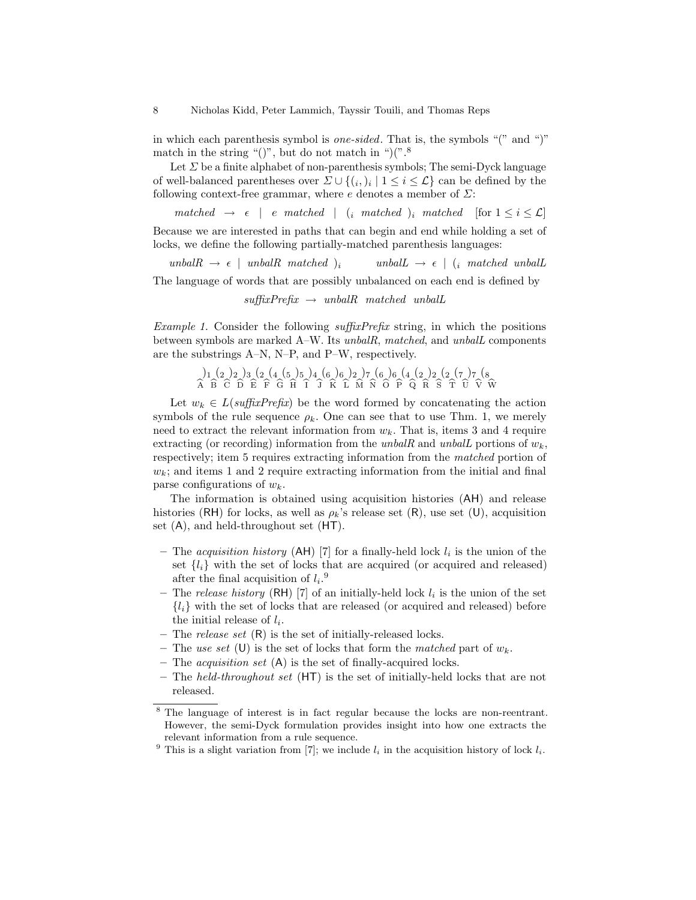in which each parenthesis symbol is *one-sided*. That is, the symbols "(" and ")" match in the string "()", but do not match in ")(".[8]

Let $\Sigma$ be a finite alphabet of non-parenthesis symbols; The semi-Dyck language of well-balanced parentheses over $\Sigma \cup \{(_i, )_i \mid 1 \leq i \leq \mathcal{L}\}$ can be defined by the following context-free grammar, where $e$ denotes a member of $\Sigma$:

$$\textit{matched} \;\rightarrow\; \epsilon \;\mid\; e \;\textit{matched} \;\mid\; (_i \;\textit{matched}\; )_i \;\textit{matched} \quad [\text{for } 1 \leq i \leq \mathcal{L}]$$

Because we are interested in paths that can begin and end while holding a set of locks, we define the following partially-matched parenthesis languages:

$$\textit{unbalR} \;\rightarrow\; \epsilon \;\mid\; \textit{unbalR} \;\textit{matched}\; )_i \qquad \textit{unbalL} \;\rightarrow\; \epsilon \;\mid\; (_i \;\textit{matched} \;\textit{unbalL}$$

The language of words that are possibly unbalanced on each end is defined by

$$\textit{suffixPrefix} \;\rightarrow\; \textit{unbalR} \;\textit{matched} \;\textit{unbalL}$$

*Example 1.* Consider the following *suffixPrefix* string, in which the positions between symbols are marked A–W. Its *unbalR*, *matched*, and *unbalL* components are the substrings A–N, N–P, and P–W, respectively.

$$\underset{\text{A}}{\frown}\,)_1\underset{\text{B}}{\frown}(_2\underset{\text{C}}{\frown})_2\underset{\text{D}}{\frown})_3\underset{\text{E}}{\frown}(_2\underset{\text{F}}{\frown}(_4\underset{\text{G}}{\frown}(_5\underset{\text{H}}{\frown})_5\underset{\text{I}}{\frown})_4\underset{\text{J}}{\frown}(_6\underset{\text{K}}{\frown})_6\underset{\text{L}}{\frown})_2\underset{\text{M}}{\frown})_7\underset{\text{N}}{\frown}(_6\underset{\text{O}}{\frown})_6\underset{\text{P}}{\frown}(_4\underset{\text{Q}}{\frown}(_2\underset{\text{R}}{\frown})_2\underset{\text{S}}{\frown}(_2\underset{\text{T}}{\frown}(_7\underset{\text{U}}{\frown})_7\underset{\text{V}}{\frown}(_8\underset{\text{W}}{\frown}$$

Let $w_k \in L(\textit{suffixPrefix})$ be the word formed by concatenating the action symbols of the rule sequence $\rho_k$. One can see that to use Thm. 1, we merely need to extract the relevant information from $w_k$. That is, items 3 and 4 require extracting (or recording) information from the *unbalR* and *unbalL* portions of $w_k$, respectively; item 5 requires extracting information from the *matched* portion of $w_k$; and items 1 and 2 require extracting information from the initial and final parse configurations of $w_k$.

The information is obtained using acquisition histories (AH) and release histories (RH) for locks, as well as $\rho_k$'s release set (R), use set (U), acquisition set (A), and held-throughout set (HT).

- The *acquisition history* (AH) [7] for a finally-held lock $l_i$ is the union of the set $\{l_i\}$ with the set of locks that are acquired (or acquired and released) after the final acquisition of $l_i$.[9]
- The *release history* (RH) [7] of an initially-held lock $l_i$ is the union of the set $\{l_i\}$ with the set of locks that are released (or acquired and released) before the initial release of $l_i$.
- The *release set* (R) is the set of initially-released locks.
- The *use set* (U) is the set of locks that form the *matched* part of $w_k$.
- The *acquisition set* (A) is the set of finally-acquired locks.
- The *held-throughout set* (HT) is the set of initially-held locks that are not released.

---

[8] The language of interest is in fact regular because the locks are non-reentrant. However, the semi-Dyck formulation provides insight into how one extracts the relevant information from a rule sequence.

[9] This is a slight variation from [7]; we include $l_i$ in the acquisition history of lock $l_i$.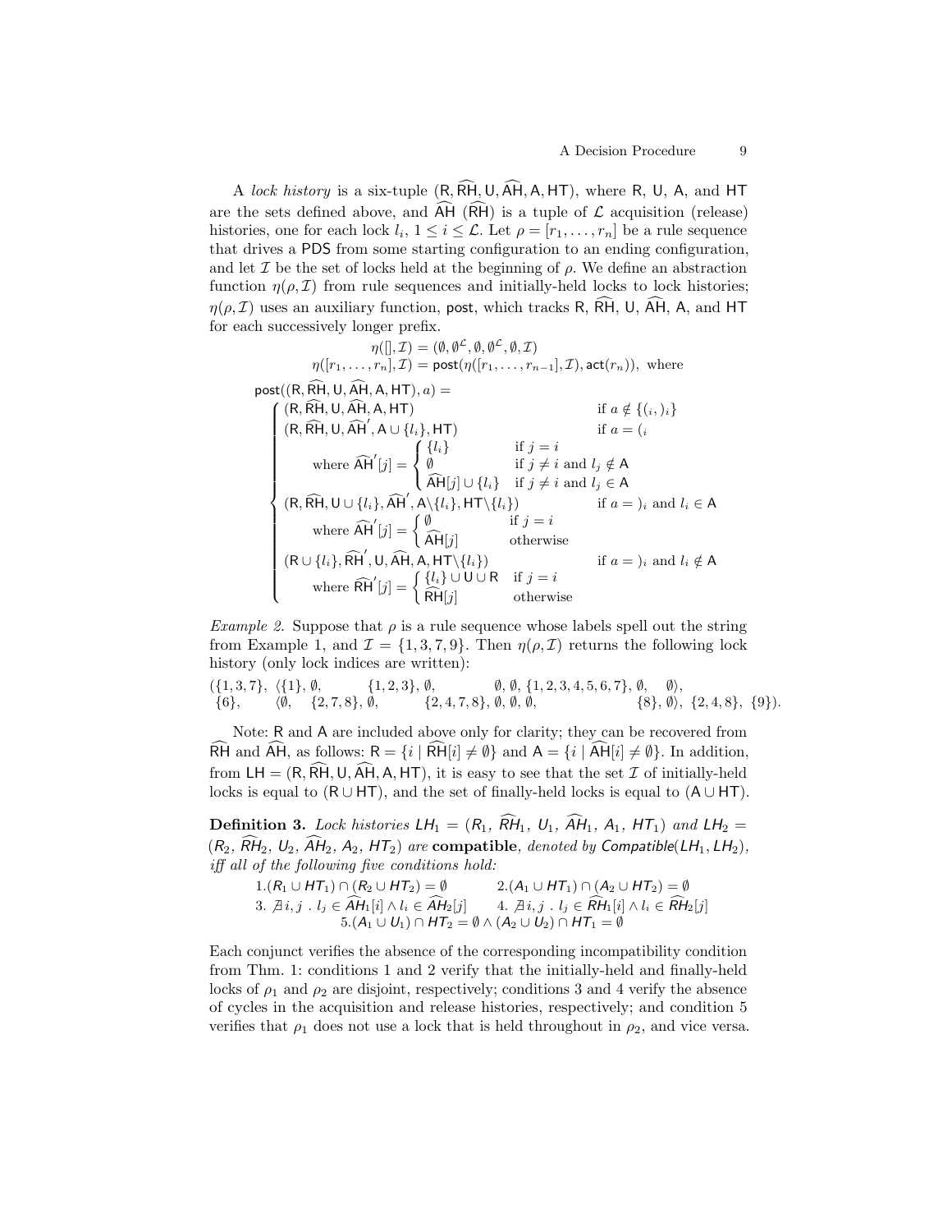A *lock history* is a six-tuple $(\mathsf{R}, \widehat{\mathsf{RH}}, \mathsf{U}, \widehat{\mathsf{AH}}, \mathsf{A}, \mathsf{HT})$, where $\mathsf{R}$, $\mathsf{U}$, $\mathsf{A}$, and $\mathsf{HT}$ are the sets defined above, and $\widehat{\mathsf{AH}}$ ($\widehat{\mathsf{RH}}$) is a tuple of $\mathcal{L}$ acquisition (release) histories, one for each lock $l_i$, $1 \leq i \leq \mathcal{L}$. Let $\rho = [r_1, \ldots, r_n]$ be a rule sequence that drives a $\mathsf{PDS}$ from some starting configuration to an ending configuration, and let $\mathcal{I}$ be the set of locks held at the beginning of $\rho$. We define an abstraction function $\eta(\rho, \mathcal{I})$ from rule sequences and initially-held locks to lock histories; $\eta(\rho, \mathcal{I})$ uses an auxiliary function, $\mathsf{post}$, which tracks $\mathsf{R}$, $\widehat{\mathsf{RH}}$, $\mathsf{U}$, $\widehat{\mathsf{AH}}$, $\mathsf{A}$, and $\mathsf{HT}$ for each successively longer prefix.

$$\eta([], \mathcal{I}) = (\emptyset, \emptyset^{\mathcal{L}}, \emptyset, \emptyset^{\mathcal{L}}, \emptyset, \mathcal{I})$$

$$\eta([r_1, \ldots, r_n], \mathcal{I}) = \mathsf{post}(\eta([r_1, \ldots, r_{n-1}], \mathcal{I}), \mathsf{act}(r_n)), \text{ where}$$

$$\mathsf{post}((\mathsf{R}, \widehat{\mathsf{RH}}, \mathsf{U}, \widehat{\mathsf{AH}}, \mathsf{A}, \mathsf{HT}), a) =$$

$$\begin{cases} (\mathsf{R}, \widehat{\mathsf{RH}}, \mathsf{U}, \widehat{\mathsf{AH}}, \mathsf{A}, \mathsf{HT}) & \text{if } a \notin \{(_i, )_i\} \\ (\mathsf{R}, \widehat{\mathsf{RH}}, \mathsf{U}, \widehat{\mathsf{AH}}', \mathsf{A} \cup \{l_i\}, \mathsf{HT}) & \text{if } a = (_i \\ \quad \text{where } \widehat{\mathsf{AH}}'[j] = \begin{cases} \{l_i\} & \text{if } j = i \\ \emptyset & \text{if } j \neq i \text{ and } l_j \notin \mathsf{A} \\ \widehat{\mathsf{AH}}[j] \cup \{l_i\} & \text{if } j \neq i \text{ and } l_j \in \mathsf{A} \end{cases} & \\ (\mathsf{R}, \widehat{\mathsf{RH}}, \mathsf{U} \cup \{l_i\}, \widehat{\mathsf{AH}}', \mathsf{A} \backslash \{l_i\}, \mathsf{HT} \backslash \{l_i\}) & \text{if } a = )_i \text{ and } l_i \in \mathsf{A} \\ \quad \text{where } \widehat{\mathsf{AH}}'[j] = \begin{cases} \emptyset & \text{if } j = i \\ \widehat{\mathsf{AH}}[j] & \text{otherwise} \end{cases} & \\ (\mathsf{R} \cup \{l_i\}, \widehat{\mathsf{RH}}', \mathsf{U}, \widehat{\mathsf{AH}}, \mathsf{A}, \mathsf{HT} \backslash \{l_i\}) & \text{if } a = )_i \text{ and } l_i \notin \mathsf{A} \\ \quad \text{where } \widehat{\mathsf{RH}}'[j] = \begin{cases} \{l_i\} \cup \mathsf{U} \cup \mathsf{R} & \text{if } j = i \\ \widehat{\mathsf{RH}}[j] & \text{otherwise} \end{cases} & \end{cases}$$

*Example 2.* Suppose that $\rho$ is a rule sequence whose labels spell out the string from Example 1, and $\mathcal{I} = \{1, 3, 7, 9\}$. Then $\eta(\rho, \mathcal{I})$ returns the following lock history (only lock indices are written):

$$(\{1,3,7\},\ \langle\{1\}, \emptyset, \quad \{1,2,3\}, \emptyset, \quad \emptyset, \emptyset, \{1,2,3,4,5,6,7\}, \emptyset, \quad \emptyset\rangle,$$
$$\{6\}, \quad \langle\emptyset, \quad \{2,7,8\}, \emptyset, \quad \{2,4,7,8\}, \emptyset, \emptyset, \emptyset, \quad \{8\}, \emptyset\rangle,\ \{2,4,8\},\ \{9\}).$$

Note: $\mathsf{R}$ and $\mathsf{A}$ are included above only for clarity; they can be recovered from $\widehat{\mathsf{RH}}$ and $\widehat{\mathsf{AH}}$, as follows: $\mathsf{R} = \{i \mid \widehat{\mathsf{RH}}[i] \neq \emptyset\}$ and $\mathsf{A} = \{i \mid \widehat{\mathsf{AH}}[i] \neq \emptyset\}$. In addition, from $\mathsf{LH} = (\mathsf{R}, \widehat{\mathsf{RH}}, \mathsf{U}, \widehat{\mathsf{AH}}, \mathsf{A}, \mathsf{HT})$, it is easy to see that the set $\mathcal{I}$ of initially-held locks is equal to $(\mathsf{R} \cup \mathsf{HT})$, and the set of finally-held locks is equal to $(\mathsf{A} \cup \mathsf{HT})$.

**Definition 3.** *Lock histories* $\mathit{LH}_1 = (\mathit{R}_1, \widehat{\mathit{RH}}_1, \mathit{U}_1, \widehat{\mathit{AH}}_1, \mathit{A}_1, \mathit{HT}_1)$ *and* $\mathit{LH}_2 = (\mathit{R}_2, \widehat{\mathit{RH}}_2, \mathit{U}_2, \widehat{\mathit{AH}}_2, \mathit{A}_2, \mathit{HT}_2)$ *are* **compatible**, *denoted by* $\mathit{Compatible}(\mathit{LH}_1, \mathit{LH}_2)$, *iff all of the following five conditions hold:*

1. $(\mathit{R}_1 \cup \mathit{HT}_1) \cap (\mathit{R}_2 \cup \mathit{HT}_2) = \emptyset$
2. $(\mathit{A}_1 \cup \mathit{HT}_1) \cap (\mathit{A}_2 \cup \mathit{HT}_2) = \emptyset$
3. $\nexists\, i, j\ .\ l_j \in \widehat{\mathit{AH}}_1[i] \wedge l_i \in \widehat{\mathit{AH}}_2[j]$
4. $\nexists\, i, j\ .\ l_j \in \widehat{\mathit{RH}}_1[i] \wedge l_i \in \widehat{\mathit{RH}}_2[j]$
5. $(\mathit{A}_1 \cup \mathit{U}_1) \cap \mathit{HT}_2 = \emptyset \wedge (\mathit{A}_2 \cup \mathit{U}_2) \cap \mathit{HT}_1 = \emptyset$

Each conjunct verifies the absence of the corresponding incompatibility condition from Thm. 1: conditions 1 and 2 verify that the initially-held and finally-held locks of $\rho_1$ and $\rho_2$ are disjoint, respectively; conditions 3 and 4 verify the absence of cycles in the acquisition and release histories, respectively; and condition 5 verifies that $\rho_1$ does not use a lock that is held throughout in $\rho_2$, and vice versa.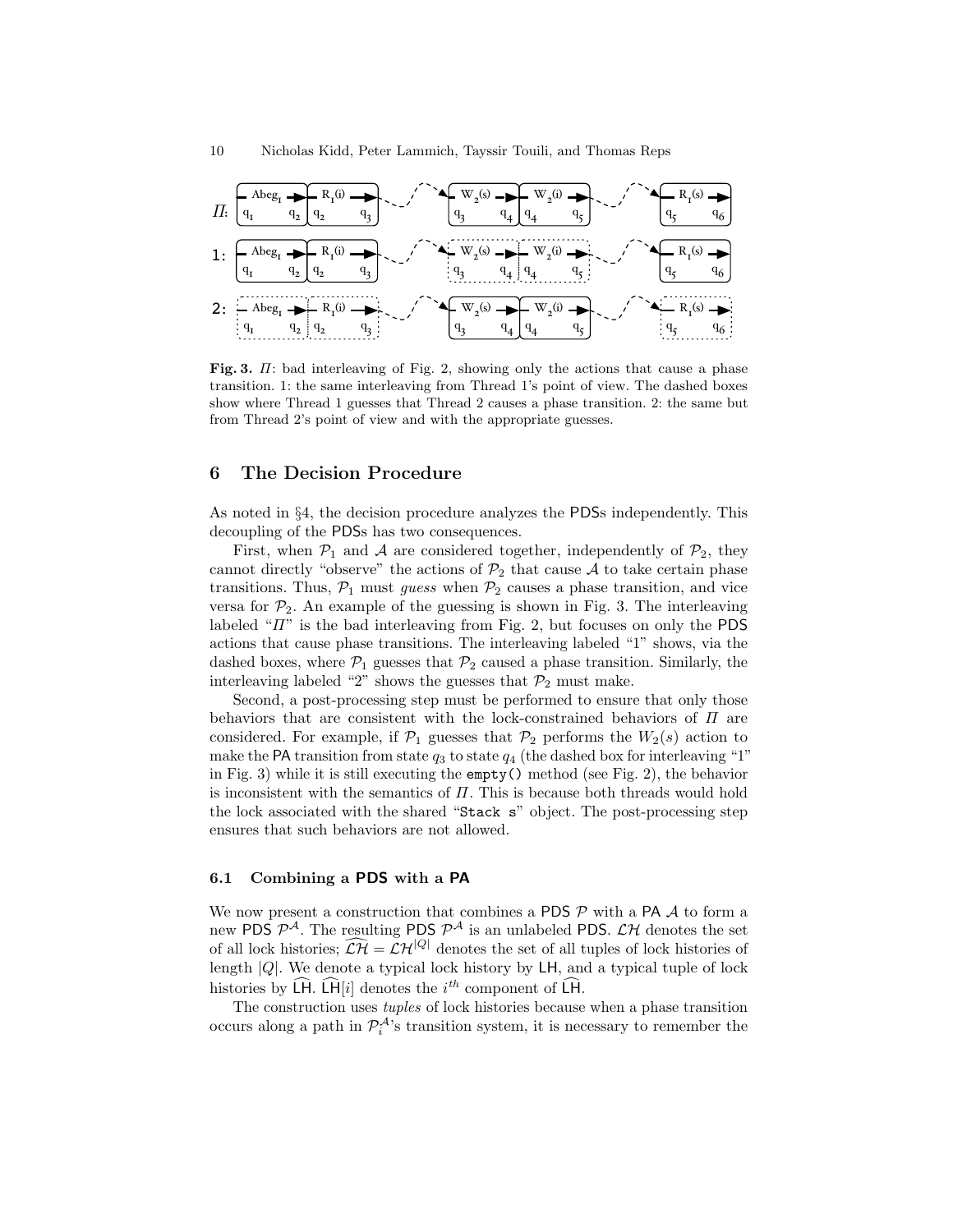Fig. 3. $\Pi$: bad interleaving of Fig. 2, showing only the actions that cause a phase transition. 1: the same interleaving from Thread 1's point of view. The dashed boxes show where Thread 1 guesses that Thread 2 causes a phase transition. 2: the same but from Thread 2's point of view and with the appropriate guesses.

## 6 The Decision Procedure

As noted in §4, the decision procedure analyzes the PDSs independently. This decoupling of the PDSs has two consequences.

First, when $\mathcal{P}_1$ and $\mathcal{A}$ are considered together, independently of $\mathcal{P}_2$, they cannot directly "observe" the actions of $\mathcal{P}_2$ that cause $\mathcal{A}$ to take certain phase transitions. Thus, $\mathcal{P}_1$ must *guess* when $\mathcal{P}_2$ causes a phase transition, and vice versa for $\mathcal{P}_2$. An example of the guessing is shown in Fig. 3. The interleaving labeled "$\Pi$" is the bad interleaving from Fig. 2, but focuses on only the PDS actions that cause phase transitions. The interleaving labeled "1" shows, via the dashed boxes, where $\mathcal{P}_1$ guesses that $\mathcal{P}_2$ caused a phase transition. Similarly, the interleaving labeled "2" shows the guesses that $\mathcal{P}_2$ must make.

Second, a post-processing step must be performed to ensure that only those behaviors that are consistent with the lock-constrained behaviors of $\Pi$ are considered. For example, if $\mathcal{P}_1$ guesses that $\mathcal{P}_2$ performs the $W_2(s)$ action to make the PA transition from state $q_3$ to state $q_4$ (the dashed box for interleaving "1" in Fig. 3) while it is still executing the `empty()` method (see Fig. 2), the behavior is inconsistent with the semantics of $\Pi$. This is because both threads would hold the lock associated with the shared "`Stack s`" object. The post-processing step ensures that such behaviors are not allowed.

### 6.1 Combining a PDS with a PA

We now present a construction that combines a PDS $\mathcal{P}$ with a PA $\mathcal{A}$ to form a new PDS $\mathcal{P}^{\mathcal{A}}$. The resulting PDS $\mathcal{P}^{\mathcal{A}}$ is an unlabeled PDS. $\mathcal{LH}$ denotes the set of all lock histories; $\widehat{\mathcal{LH}} = \mathcal{LH}^{|Q|}$ denotes the set of all tuples of lock histories of length $|Q|$. We denote a typical lock history by $\mathsf{LH}$, and a typical tuple of lock histories by $\widehat{\mathsf{LH}}$. $\widehat{\mathsf{LH}}[i]$ denotes the $i^{th}$ component of $\widehat{\mathsf{LH}}$.

The construction uses *tuples* of lock histories because when a phase transition occurs along a path in $\mathcal{P}_i^{\mathcal{A}}$'s transition system, it is necessary to remember the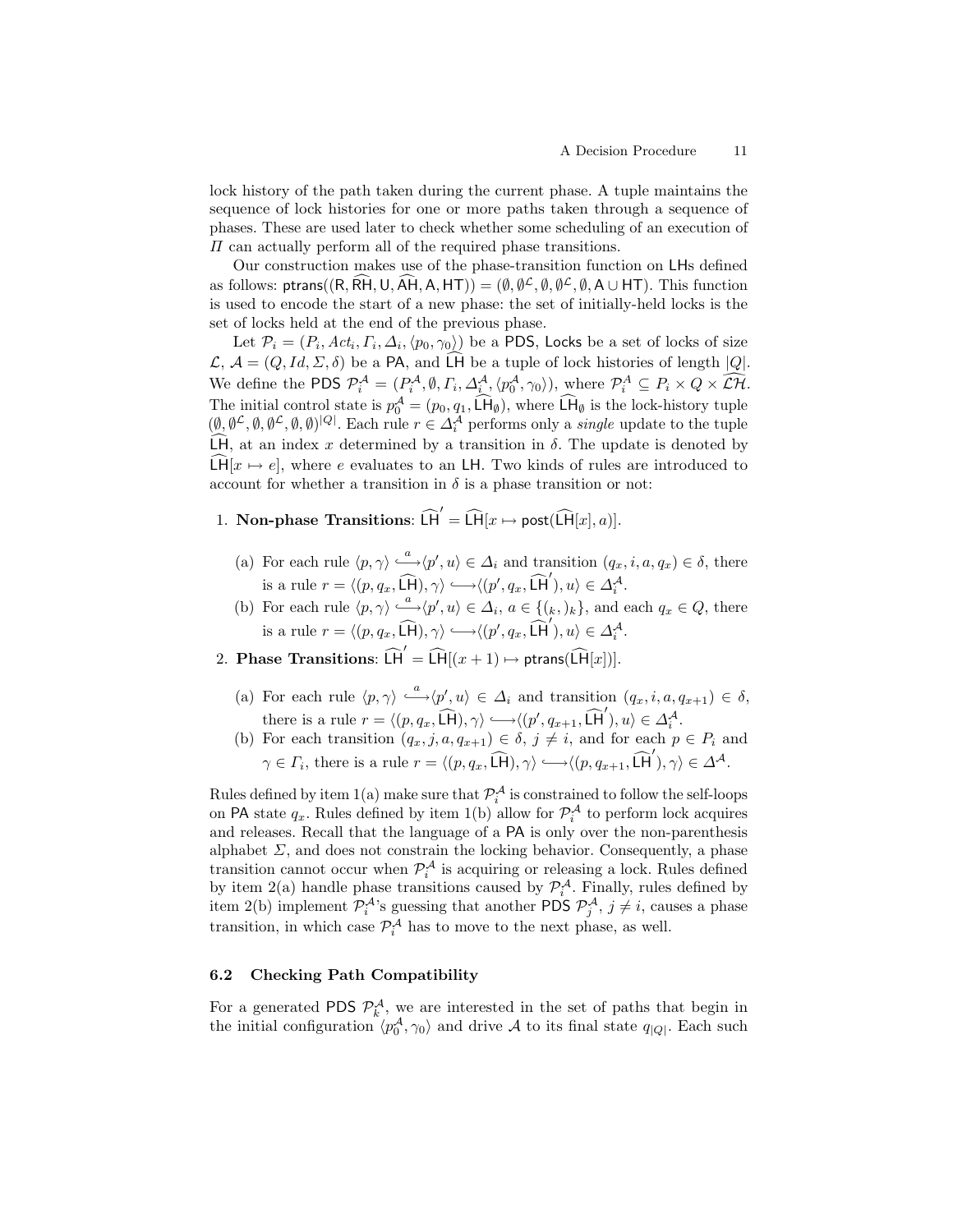lock history of the path taken during the current phase. A tuple maintains the sequence of lock histories for one or more paths taken through a sequence of phases. These are used later to check whether some scheduling of an execution of $\Pi$ can actually perform all of the required phase transitions.

Our construction makes use of the phase-transition function on LHs defined as follows: $\mathsf{ptrans}((\mathsf{R}, \widehat{\mathsf{RH}}, \mathsf{U}, \widehat{\mathsf{AH}}, \mathsf{A}, \mathsf{HT})) = (\emptyset, \emptyset^{\mathcal{L}}, \emptyset, \emptyset^{\mathcal{L}}, \emptyset, \mathsf{A} \cup \mathsf{HT})$. This function is used to encode the start of a new phase: the set of initially-held locks is the set of locks held at the end of the previous phase.

Let $\mathcal{P}_i = (P_i, Act_i, \Gamma_i, \Delta_i, \langle p_0, \gamma_0 \rangle)$ be a PDS, Locks be a set of locks of size $\mathcal{L}$, $\mathcal{A} = (Q, Id, \Sigma, \delta)$ be a PA, and $\widehat{\mathsf{LH}}$ be a tuple of lock histories of length $|Q|$. We define the PDS $\mathcal{P}_i^{\mathcal{A}} = (P_i^{\mathcal{A}}, \emptyset, \Gamma_i, \Delta_i^{\mathcal{A}}, \langle p_0^{\mathcal{A}}, \gamma_0 \rangle)$, where $\mathcal{P}_i^{\mathcal{A}} \subseteq P_i \times Q \times \widehat{\mathcal{LH}}$. The initial control state is $p_0^{\mathcal{A}} = (p_0, q_1, \widehat{\mathsf{LH}}_\emptyset)$, where $\widehat{\mathsf{LH}}_\emptyset$ is the lock-history tuple $(\emptyset, \emptyset^{\mathcal{L}}, \emptyset, \emptyset^{\mathcal{L}}, \emptyset, \emptyset)^{|Q|}$. Each rule $r \in \Delta_i^{\mathcal{A}}$ performs only a *single* update to the tuple $\widehat{\mathsf{LH}}$, at an index $x$ determined by a transition in $\delta$. The update is denoted by $\widehat{\mathsf{LH}}[x \mapsto e]$, where $e$ evaluates to an LH. Two kinds of rules are introduced to account for whether a transition in $\delta$ is a phase transition or not:

1. **Non-phase Transitions**: $\widehat{\mathsf{LH}}' = \widehat{\mathsf{LH}}[x \mapsto \mathsf{post}(\widehat{\mathsf{LH}}[x], a)]$.
   (a) For each rule $\langle p, \gamma \rangle \overset{a}{\hookrightarrow} \langle p', u \rangle \in \Delta_i$ and transition $(q_x, i, a, q_x) \in \delta$, there is a rule $r = \langle (p, q_x, \widehat{\mathsf{LH}}), \gamma \rangle \hookrightarrow \langle (p', q_x, \widehat{\mathsf{LH}}'), u \rangle \in \Delta_i^{\mathcal{A}}$.
   (b) For each rule $\langle p, \gamma \rangle \overset{a}{\hookrightarrow} \langle p', u \rangle \in \Delta_i$, $a \in \{(_k, )_k\}$, and each $q_x \in Q$, there is a rule $r = \langle (p, q_x, \widehat{\mathsf{LH}}), \gamma \rangle \hookrightarrow \langle (p', q_x, \widehat{\mathsf{LH}}'), u \rangle \in \Delta_i^{\mathcal{A}}$.
2. **Phase Transitions**: $\widehat{\mathsf{LH}}' = \widehat{\mathsf{LH}}[(x+1) \mapsto \mathsf{ptrans}(\widehat{\mathsf{LH}}[x])]$.
   (a) For each rule $\langle p, \gamma \rangle \overset{a}{\hookrightarrow} \langle p', u \rangle \in \Delta_i$ and transition $(q_x, i, a, q_{x+1}) \in \delta$, there is a rule $r = \langle (p, q_x, \widehat{\mathsf{LH}}), \gamma \rangle \hookrightarrow \langle (p', q_{x+1}, \widehat{\mathsf{LH}}'), u \rangle \in \Delta_i^{\mathcal{A}}$.
   (b) For each transition $(q_x, j, a, q_{x+1}) \in \delta$, $j \neq i$, and for each $p \in P_i$ and $\gamma \in \Gamma_i$, there is a rule $r = \langle (p, q_x, \widehat{\mathsf{LH}}), \gamma \rangle \hookrightarrow \langle (p, q_{x+1}, \widehat{\mathsf{LH}}'), \gamma \rangle \in \Delta^{\mathcal{A}}$.

Rules defined by item 1(a) make sure that $\mathcal{P}_i^{\mathcal{A}}$ is constrained to follow the self-loops on PA state $q_x$. Rules defined by item 1(b) allow for $\mathcal{P}_i^{\mathcal{A}}$ to perform lock acquires and releases. Recall that the language of a PA is only over the non-parenthesis alphabet $\Sigma$, and does not constrain the locking behavior. Consequently, a phase transition cannot occur when $\mathcal{P}_i^{\mathcal{A}}$ is acquiring or releasing a lock. Rules defined by item 2(a) handle phase transitions caused by $\mathcal{P}_i^{\mathcal{A}}$. Finally, rules defined by item 2(b) implement $\mathcal{P}_i^{\mathcal{A}}$'s guessing that another PDS $\mathcal{P}_j^{\mathcal{A}}$, $j \neq i$, causes a phase transition, in which case $\mathcal{P}_i^{\mathcal{A}}$ has to move to the next phase, as well.

### 6.2 Checking Path Compatibility

For a generated PDS $\mathcal{P}_k^{\mathcal{A}}$, we are interested in the set of paths that begin in the initial configuration $\langle p_0^{\mathcal{A}}, \gamma_0 \rangle$ and drive $\mathcal{A}$ to its final state $q_{|Q|}$. Each such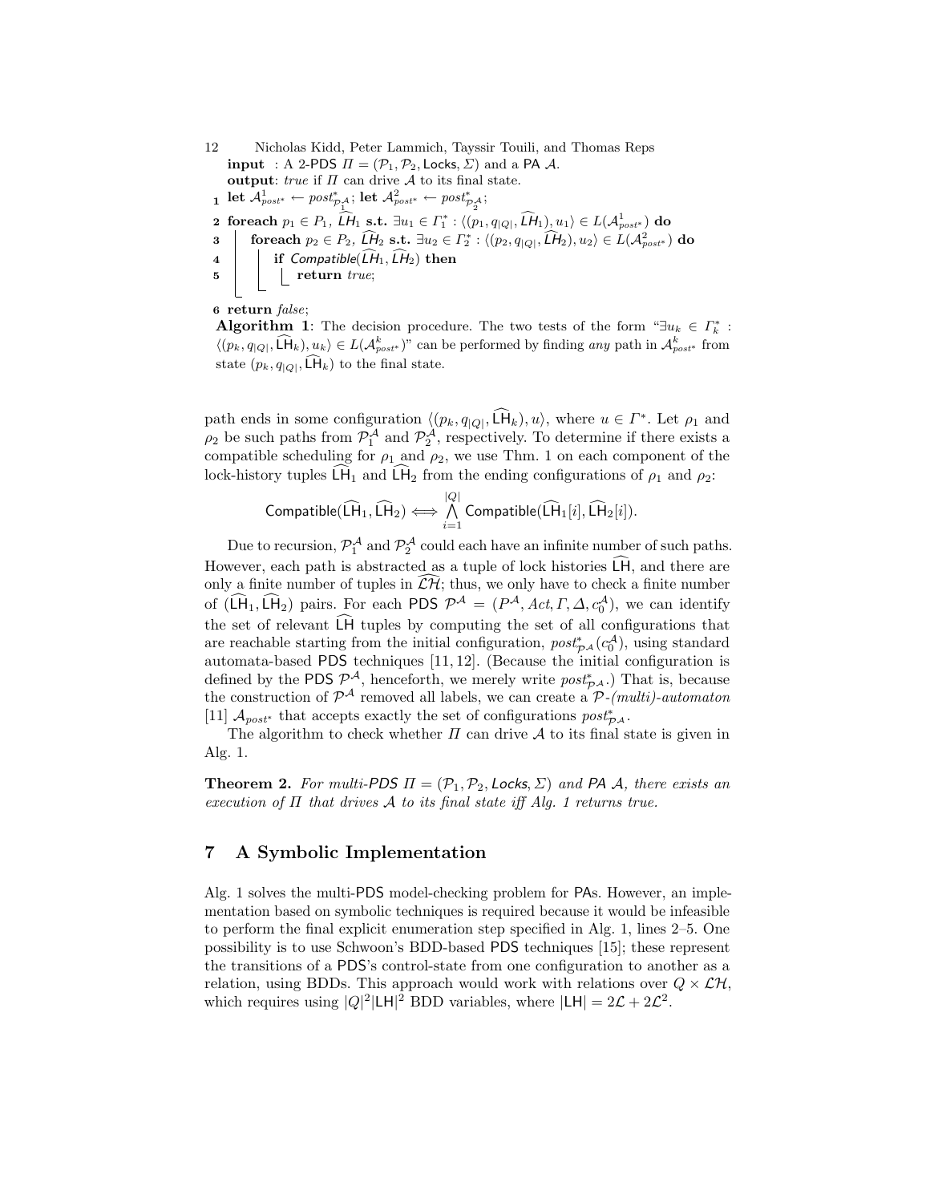**input** : A 2-PDS $\Pi = (\mathcal{P}_1, \mathcal{P}_2, \mathsf{Locks}, \Sigma)$ and a PA $\mathcal{A}$.
**output**: *true* if $\Pi$ can drive $\mathcal{A}$ to its final state.

```
1 let A^1_post* ← post*_{P_1^A}; let A^2_post* ← post*_{P_2^A};
2 foreach p_1 ∈ P_1, LH_1 s.t. ∃u_1 ∈ Γ_1^* : ⟨(p_1, q_|Q|, LH_1), u_1⟩ ∈ L(A^1_post*) do
3     foreach p_2 ∈ P_2, LH_2 s.t. ∃u_2 ∈ Γ_2^* : ⟨(p_2, q_|Q|, LH_2), u_2⟩ ∈ L(A^2_post*) do
4         if Compatible(LH_1, LH_2) then
5             return true;
6 return false;
```

**Algorithm 1**: The decision procedure. The two tests of the form "$\exists u_k \in \Gamma_k^* : \langle (p_k, q_{|Q|}, \widehat{\mathsf{LH}}_k), u_k\rangle \in L(\mathcal{A}^k_{post^*})$" can be performed by finding *any* path in $\mathcal{A}^k_{post^*}$ from state $(p_k, q_{|Q|}, \widehat{\mathsf{LH}}_k)$ to the final state.

path ends in some configuration $\langle (p_k, q_{|Q|}, \widehat{\mathsf{LH}}_k), u\rangle$, where $u \in \Gamma^*$. Let $\rho_1$ and $\rho_2$ be such paths from $\mathcal{P}_1^{\mathcal{A}}$ and $\mathcal{P}_2^{\mathcal{A}}$, respectively. To determine if there exists a compatible scheduling for $\rho_1$ and $\rho_2$, we use Thm. 1 on each component of the lock-history tuples $\widehat{\mathsf{LH}}_1$ and $\widehat{\mathsf{LH}}_2$ from the ending configurations of $\rho_1$ and $\rho_2$:

$$\mathsf{Compatible}(\widehat{\mathsf{LH}}_1, \widehat{\mathsf{LH}}_2) \Longleftrightarrow \bigwedge_{i=1}^{|Q|} \mathsf{Compatible}(\widehat{\mathsf{LH}}_1[i], \widehat{\mathsf{LH}}_2[i]).$$

Due to recursion, $\mathcal{P}_1^{\mathcal{A}}$ and $\mathcal{P}_2^{\mathcal{A}}$ could each have an infinite number of such paths. However, each path is abstracted as a tuple of lock histories $\widehat{\mathsf{LH}}$, and there are only a finite number of tuples in $\widehat{\mathcal{LH}}$; thus, we only have to check a finite number of $(\widehat{\mathsf{LH}}_1, \widehat{\mathsf{LH}}_2)$ pairs. For each PDS $\mathcal{P}^{\mathcal{A}} = (P^{\mathcal{A}}, Act, \Gamma, \Delta, c_0^{\mathcal{A}})$, we can identify the set of relevant $\widehat{\mathsf{LH}}$ tuples by computing the set of all configurations that are reachable starting from the initial configuration, $post^*_{\mathcal{P}^{\mathcal{A}}}(c_0^{\mathcal{A}})$, using standard automata-based PDS techniques [11, 12]. (Because the initial configuration is defined by the PDS $\mathcal{P}^{\mathcal{A}}$, henceforth, we merely write $post^*_{\mathcal{P}^{\mathcal{A}}}$.) That is, because the construction of $\mathcal{P}^{\mathcal{A}}$ removed all labels, we can create a *$\mathcal{P}$-(multi)-automaton* [11] $\mathcal{A}_{post^*}$ that accepts exactly the set of configurations $post^*_{\mathcal{P}^{\mathcal{A}}}$.

The algorithm to check whether $\Pi$ can drive $\mathcal{A}$ to its final state is given in Alg. 1.

**Theorem 2.** *For multi-PDS $\Pi = (\mathcal{P}_1, \mathcal{P}_2, \mathsf{Locks}, \Sigma)$ and PA $\mathcal{A}$, there exists an execution of $\Pi$ that drives $\mathcal{A}$ to its final state iff Alg. 1 returns true.*

## 7 A Symbolic Implementation

Alg. 1 solves the multi-PDS model-checking problem for PAs. However, an implementation based on symbolic techniques is required because it would be infeasible to perform the final explicit enumeration step specified in Alg. 1, lines 2–5. One possibility is to use Schwoon's BDD-based PDS techniques [15]; these represent the transitions of a PDS's control-state from one configuration to another as a relation, using BDDs. This approach would work with relations over $Q \times \mathcal{LH}$, which requires using $|Q|^2|\mathsf{LH}|^2$ BDD variables, where $|\mathsf{LH}| = 2\mathcal{L} + 2\mathcal{L}^2$.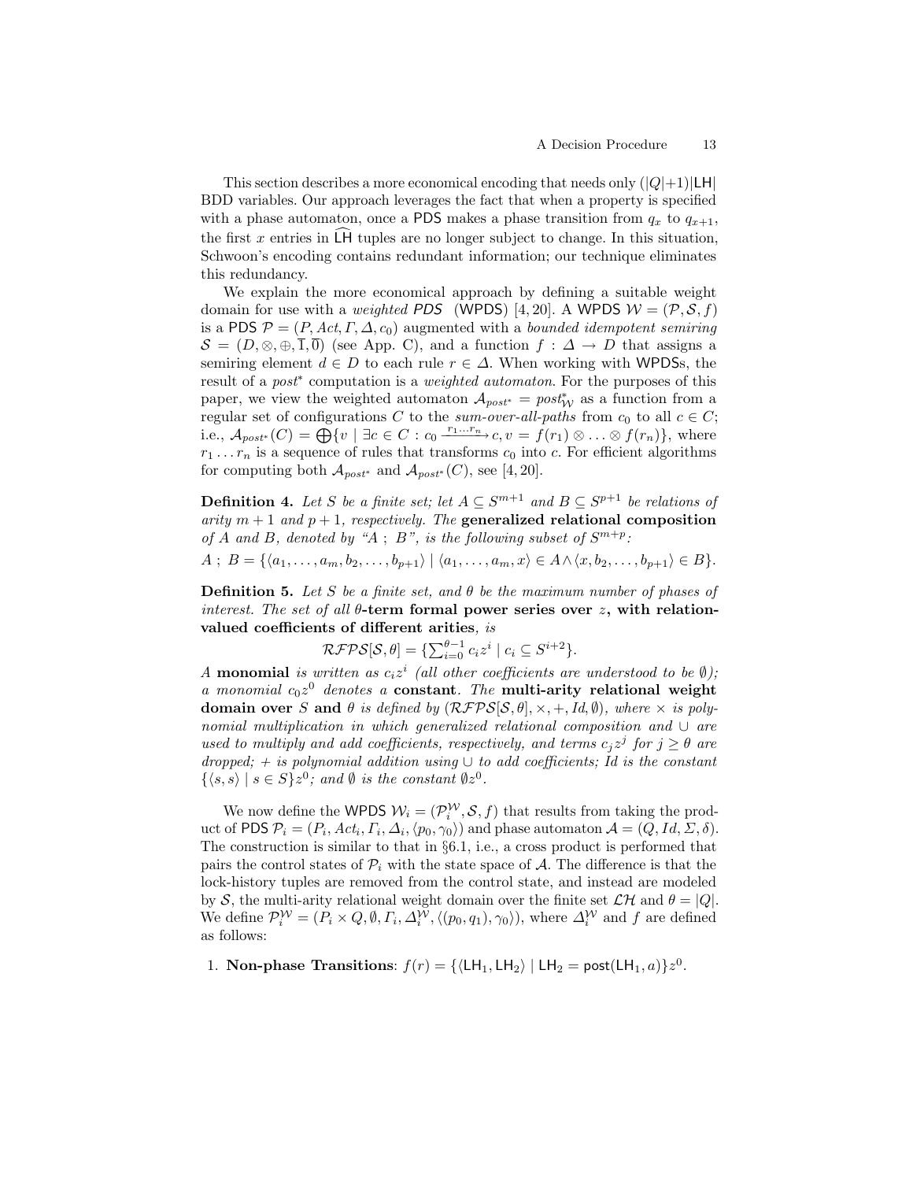This section describes a more economical encoding that needs only $(|Q|+1)|\mathsf{LH}|$ BDD variables. Our approach leverages the fact that when a property is specified with a phase automaton, once a PDS makes a phase transition from $q_x$ to $q_{x+1}$, the first $x$ entries in $\widehat{\mathsf{LH}}$ tuples are no longer subject to change. In this situation, Schwoon's encoding contains redundant information; our technique eliminates this redundancy.

We explain the more economical approach by defining a suitable weight domain for use with a *weighted PDS* (WPDS) [4, 20]. A WPDS $\mathcal{W} = (\mathcal{P}, \mathcal{S}, f)$ is a PDS $\mathcal{P} = (P, Act, \Gamma, \Delta, c_0)$ augmented with a *bounded idempotent semiring* $\mathcal{S} = (D, \otimes, \oplus, \overline{1}, \overline{0})$ (see App. C), and a function $f : \Delta \to D$ that assigns a semiring element $d \in D$ to each rule $r \in \Delta$. When working with WPDSs, the result of a *post*\* computation is a *weighted automaton*. For the purposes of this paper, we view the weighted automaton $\mathcal{A}_{post^*} = post^*_{\mathcal{W}}$ as a function from a regular set of configurations $C$ to the *sum-over-all-paths* from $c_0$ to all $c \in C$; i.e., $\mathcal{A}_{post^*}(C) = \bigoplus\{v \mid \exists c \in C : c_0 \xrightarrow{r_1 \ldots r_n} c, v = f(r_1) \otimes \ldots \otimes f(r_n)\}$, where $r_1 \ldots r_n$ is a sequence of rules that transforms $c_0$ into $c$. For efficient algorithms for computing both $\mathcal{A}_{post^*}$ and $\mathcal{A}_{post^*}(C)$, see [4, 20].

**Definition 4.** *Let $S$ be a finite set; let $A \subseteq S^{m+1}$ and $B \subseteq S^{p+1}$ be relations of arity $m+1$ and $p+1$, respectively. The* **generalized relational composition** *of $A$ and $B$, denoted by "$A \,;\, B$", is the following subset of $S^{m+p}$:*

$A \,;\, B = \{\langle a_1, \ldots, a_m, b_2, \ldots, b_{p+1}\rangle \mid \langle a_1, \ldots, a_m, x\rangle \in A \wedge \langle x, b_2, \ldots, b_{p+1}\rangle \in B\}.$

**Definition 5.** *Let $S$ be a finite set, and $\theta$ be the maximum number of phases of interest. The set of all* **$\theta$-term formal power series over $z$, with relation-valued coefficients of different arities***, is*

$$\mathcal{RFPS}[\mathcal{S}, \theta] = \{\textstyle\sum_{i=0}^{\theta-1} c_i z^i \mid c_i \subseteq S^{i+2}\}.$$

*A* **monomial** *is written as $c_i z^i$ (all other coefficients are understood to be $\emptyset$); a monomial $c_0 z^0$ denotes a* **constant***. The* **multi-arity relational weight domain over** *$S$* **and** *$\theta$ is defined by $(\mathcal{RFPS}[\mathcal{S}, \theta], \times, +, Id, \emptyset)$, where $\times$ is polynomial multiplication in which generalized relational composition and $\cup$ are used to multiply and add coefficients, respectively, and terms $c_j z^j$ for $j \geq \theta$ are dropped; $+$ is polynomial addition using $\cup$ to add coefficients; $Id$ is the constant $\{\langle s, s\rangle \mid s \in S\}z^0$; and $\emptyset$ is the constant $\emptyset z^0$.*

We now define the WPDS $\mathcal{W}_i = (\mathcal{P}_i^{\mathcal{W}}, \mathcal{S}, f)$ that results from taking the product of PDS $\mathcal{P}_i = (P_i, Act_i, \Gamma_i, \Delta_i, \langle p_0, \gamma_0\rangle)$ and phase automaton $\mathcal{A} = (Q, Id, \Sigma, \delta)$. The construction is similar to that in §6.1, i.e., a cross product is performed that pairs the control states of $\mathcal{P}_i$ with the state space of $\mathcal{A}$. The difference is that the lock-history tuples are removed from the control state, and instead are modeled by $\mathcal{S}$, the multi-arity relational weight domain over the finite set $\mathcal{LH}$ and $\theta = |Q|$. We define $\mathcal{P}_i^{\mathcal{W}} = (P_i \times Q, \emptyset, \Gamma_i, \Delta_i^{\mathcal{W}}, \langle (p_0, q_1), \gamma_0\rangle)$, where $\Delta_i^{\mathcal{W}}$ and $f$ are defined as follows:

1. **Non-phase Transitions**: $f(r) = \{\langle \mathsf{LH}_1, \mathsf{LH}_2\rangle \mid \mathsf{LH}_2 = \mathsf{post}(\mathsf{LH}_1, a)\}z^0$.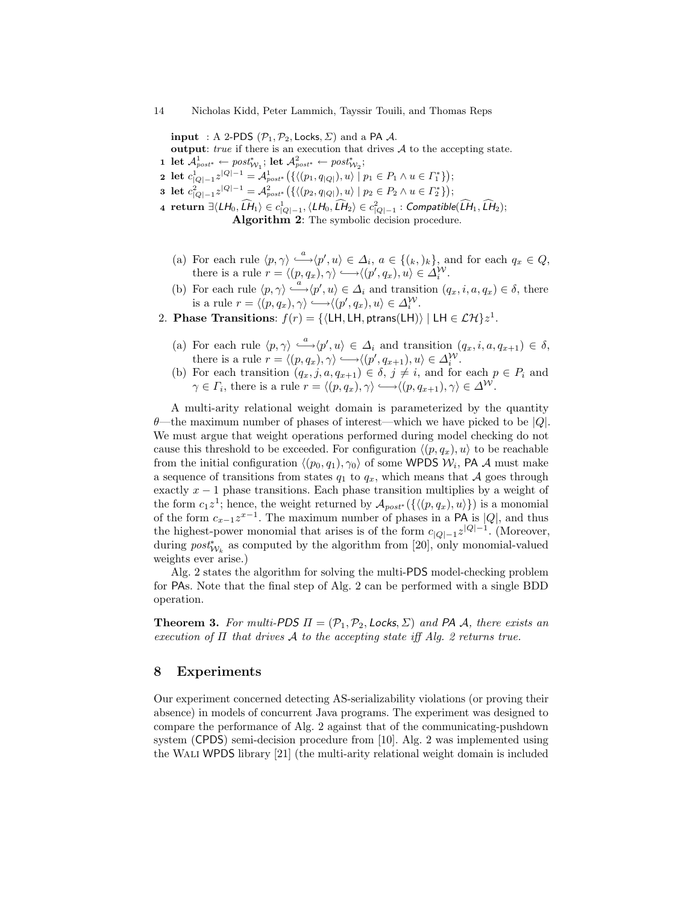**input** : A 2-PDS $(\mathcal{P}_1, \mathcal{P}_2, \mathsf{Locks}, \Sigma)$ and a PA $\mathcal{A}$.
**output**: *true* if there is an execution that drives $\mathcal{A}$ to the accepting state.

1. **let** $\mathcal{A}^1_{post^*} \leftarrow post^*_{\mathcal{W}_1}$; **let** $\mathcal{A}^2_{post^*} \leftarrow post^*_{\mathcal{W}_2}$;
2. **let** $c^1_{|Q|-1} z^{|Q|-1} = \mathcal{A}^1_{post^*}\left(\{\langle (p_1, q_{|Q|}), u\rangle \mid p_1 \in P_1 \wedge u \in \Gamma_1^*\}\right)$;
3. **let** $c^2_{|Q|-1} z^{|Q|-1} = \mathcal{A}^2_{post^*}\left(\{\langle (p_2, q_{|Q|}), u\rangle \mid p_2 \in P_2 \wedge u \in \Gamma_2^*\}\right)$;
4. **return** $\exists \langle \mathsf{LH}_0, \widehat{\mathsf{LH}}_1\rangle \in c^1_{|Q|-1}, \langle \mathsf{LH}_0, \widehat{\mathsf{LH}}_2\rangle \in c^2_{|Q|-1} : \mathsf{Compatible}(\widehat{\mathsf{LH}}_1, \widehat{\mathsf{LH}}_2)$;

**Algorithm 2**: The symbolic decision procedure.

(a) For each rule $\langle p, \gamma\rangle \overset{a}{\hookrightarrow} \langle p', u\rangle \in \Delta_i$, $a \in \{(_k, )_k\}$, and for each $q_x \in Q$, there is a rule $r = \langle (p, q_x), \gamma\rangle \hookrightarrow \langle (p', q_x), u\rangle \in \Delta^{\mathcal{W}}_i$.

(b) For each rule $\langle p, \gamma\rangle \overset{a}{\hookrightarrow} \langle p', u\rangle \in \Delta_i$ and transition $(q_x, i, a, q_x) \in \delta$, there is a rule $r = \langle (p, q_x), \gamma\rangle \hookrightarrow \langle (p', q_x), u\rangle \in \Delta^{\mathcal{W}}_i$.

2. **Phase Transitions**: $f(r) = \{\langle \mathsf{LH}, \mathsf{LH}, \mathsf{ptrans}(\mathsf{LH})\rangle \mid \mathsf{LH} \in \mathcal{LH}\} z^1$.

(a) For each rule $\langle p, \gamma\rangle \overset{a}{\hookrightarrow} \langle p', u\rangle \in \Delta_i$ and transition $(q_x, i, a, q_{x+1}) \in \delta$, there is a rule $r = \langle (p, q_x), \gamma\rangle \hookrightarrow \langle (p', q_{x+1}), u\rangle \in \Delta^{\mathcal{W}}_i$.

(b) For each transition $(q_x, j, a, q_{x+1}) \in \delta$, $j \neq i$, and for each $p \in P_i$ and $\gamma \in \Gamma_i$, there is a rule $r = \langle (p, q_x), \gamma\rangle \hookrightarrow \langle (p, q_{x+1}), \gamma\rangle \in \Delta^{\mathcal{W}}$.

A multi-arity relational weight domain is parameterized by the quantity $\theta$—the maximum number of phases of interest—which we have picked to be $|Q|$. We must argue that weight operations performed during model checking do not cause this threshold to be exceeded. For configuration $\langle (p, q_x), u\rangle$ to be reachable from the initial configuration $\langle (p_0, q_1), \gamma_0\rangle$ of some WPDS $\mathcal{W}_i$, PA $\mathcal{A}$ must make a sequence of transitions from states $q_1$ to $q_x$, which means that $\mathcal{A}$ goes through exactly $x-1$ phase transitions. Each phase transition multiplies by a weight of the form $c_1 z^1$; hence, the weight returned by $\mathcal{A}_{post^*}(\{\langle (p, q_x), u\rangle\})$ is a monomial of the form $c_{x-1} z^{x-1}$. The maximum number of phases in a PA is $|Q|$, and thus the highest-power monomial that arises is of the form $c_{|Q|-1} z^{|Q|-1}$. (Moreover, during $post^*_{\mathcal{W}_k}$ as computed by the algorithm from [20], only monomial-valued weights ever arise.)

Alg. 2 states the algorithm for solving the multi-PDS model-checking problem for PAs. Note that the final step of Alg. 2 can be performed with a single BDD operation.

**Theorem 3.** *For multi-PDS $\Pi = (\mathcal{P}_1, \mathcal{P}_2, \mathsf{Locks}, \Sigma)$ and PA $\mathcal{A}$, there exists an execution of $\Pi$ that drives $\mathcal{A}$ to the accepting state iff Alg. 2 returns true.*

## 8 Experiments

Our experiment concerned detecting AS-serializability violations (or proving their absence) in models of concurrent Java programs. The experiment was designed to compare the performance of Alg. 2 against that of the communicating-pushdown system (CPDS) semi-decision procedure from [10]. Alg. 2 was implemented using the WALI WPDS library [21] (the multi-arity relational weight domain is included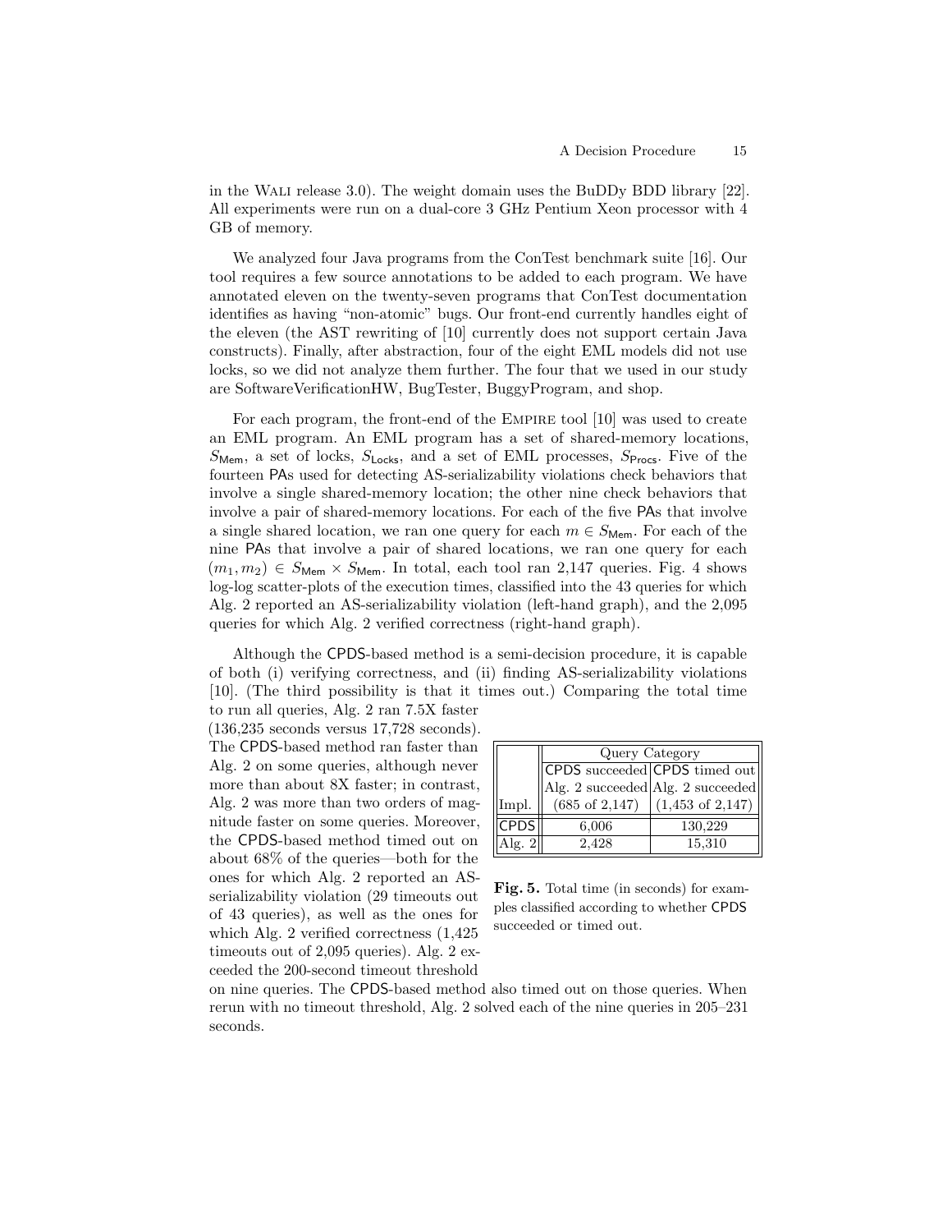in the WALI release 3.0). The weight domain uses the BuDDy BDD library [22]. All experiments were run on a dual-core 3 GHz Pentium Xeon processor with 4 GB of memory.

We analyzed four Java programs from the ConTest benchmark suite [16]. Our tool requires a few source annotations to be added to each program. We have annotated eleven on the twenty-seven programs that ConTest documentation identifies as having "non-atomic" bugs. Our front-end currently handles eight of the eleven (the AST rewriting of [10] currently does not support certain Java constructs). Finally, after abstraction, four of the eight EML models did not use locks, so we did not analyze them further. The four that we used in our study are SoftwareVerificationHW, BugTester, BuggyProgram, and shop.

For each program, the front-end of the EMPIRE tool [10] was used to create an EML program. An EML program has a set of shared-memory locations, $S_{\mathsf{Mem}}$, a set of locks, $S_{\mathsf{Locks}}$, and a set of EML processes, $S_{\mathsf{Procs}}$. Five of the fourteen PAs used for detecting AS-serializability violations check behaviors that involve a single shared-memory location; the other nine check behaviors that involve a pair of shared-memory locations. For each of the five PAs that involve a single shared location, we ran one query for each $m \in S_{\mathsf{Mem}}$. For each of the nine PAs that involve a pair of shared locations, we ran one query for each $(m_1, m_2) \in S_{\mathsf{Mem}} \times S_{\mathsf{Mem}}$. In total, each tool ran 2,147 queries. Fig. 4 shows log-log scatter-plots of the execution times, classified into the 43 queries for which Alg. 2 reported an AS-serializability violation (left-hand graph), and the 2,095 queries for which Alg. 2 verified correctness (right-hand graph).

Although the CPDS-based method is a semi-decision procedure, it is capable of both (i) verifying correctness, and (ii) finding AS-serializability violations [10]. (The third possibility is that it times out.) Comparing the total time to run all queries, Alg. 2 ran 7.5X faster (136,235 seconds versus 17,728 seconds). The CPDS-based method ran faster than Alg. 2 on some queries, although never more than about 8X faster; in contrast, Alg. 2 was more than two orders of magnitude faster on some queries. Moreover, the CPDS-based method timed out on about 68% of the queries—both for the ones for which Alg. 2 reported an AS-serializability violation (29 timeouts out of 43 queries), as well as the ones for which Alg. 2 verified correctness (1,425 timeouts out of 2,095 queries). Alg. 2 exceeded the 200-second timeout threshold on nine queries. The CPDS-based method also timed out on those queries. When rerun with no timeout threshold, Alg. 2 solved each of the nine queries in 205–231 seconds.

| | Query Category | |
|---|---|---|
| | CPDS succeeded | CPDS timed out |
| | Alg. 2 succeeded | Alg. 2 succeeded |
| Impl. | (685 of 2,147) | (1,453 of 2,147) |
| CPDS | 6,006 | 130,229 |
| Alg. 2 | 2,428 | 15,310 |

**Fig. 5.** Total time (in seconds) for examples classified according to whether CPDS succeeded or timed out.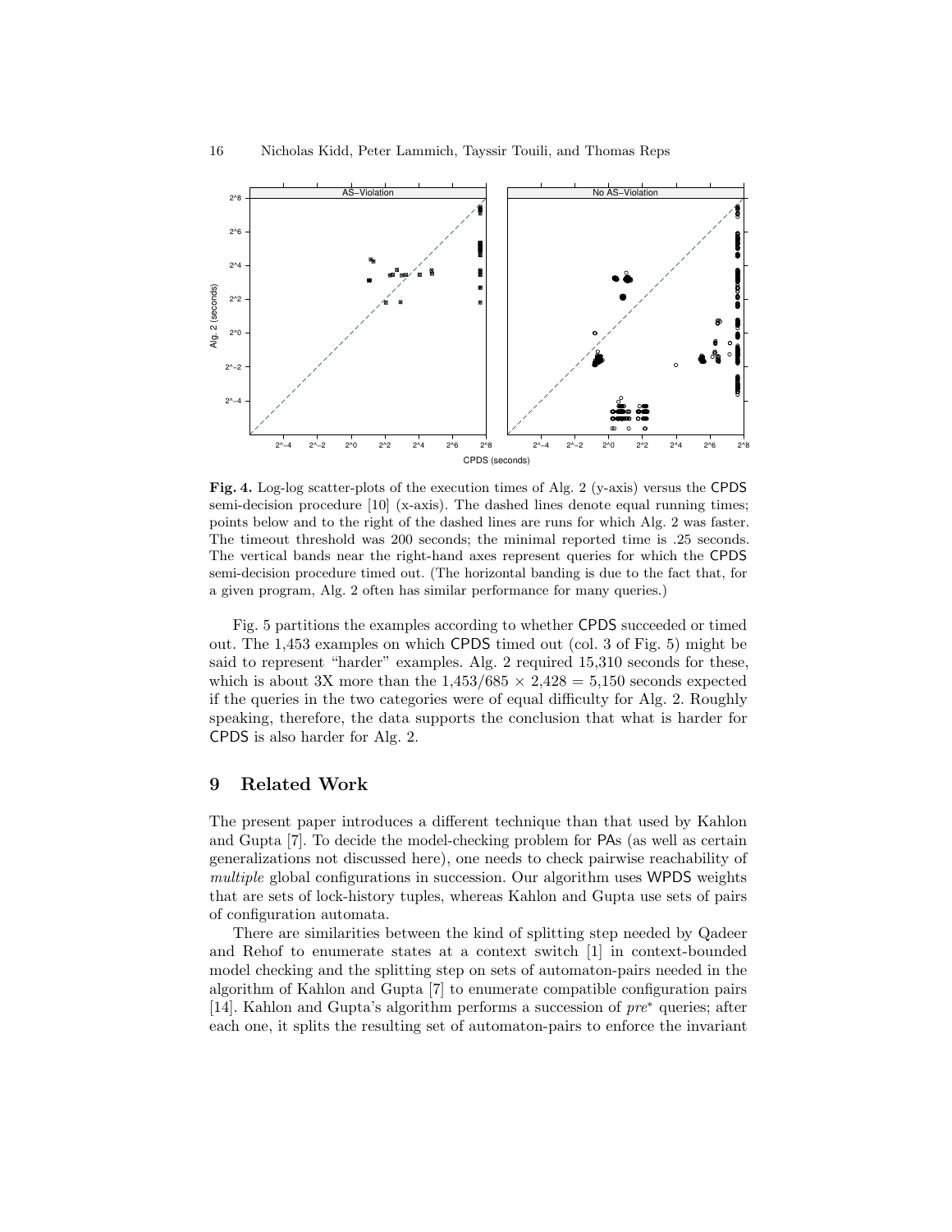**Fig. 4.** Log-log scatter-plots of the execution times of Alg. 2 (y-axis) versus the CPDS semi-decision procedure [10] (x-axis). The dashed lines denote equal running times; points below and to the right of the dashed lines are runs for which Alg. 2 was faster. The timeout threshold was 200 seconds; the minimal reported time is .25 seconds. The vertical bands near the right-hand axes represent queries for which the CPDS semi-decision procedure timed out. (The horizontal banding is due to the fact that, for a given program, Alg. 2 often has similar performance for many queries.)

Fig. 5 partitions the examples according to whether CPDS succeeded or timed out. The 1,453 examples on which CPDS timed out (col. 3 of Fig. 5) might be said to represent "harder" examples. Alg. 2 required 15,310 seconds for these, which is about 3X more than the $1{,}453/685 \times 2{,}428 = 5{,}150$ seconds expected if the queries in the two categories were of equal difficulty for Alg. 2. Roughly speaking, therefore, the data supports the conclusion that what is harder for CPDS is also harder for Alg. 2.

## 9 Related Work

The present paper introduces a different technique than that used by Kahlon and Gupta [7]. To decide the model-checking problem for PAs (as well as certain generalizations not discussed here), one needs to check pairwise reachability of *multiple* global configurations in succession. Our algorithm uses WPDS weights that are sets of lock-history tuples, whereas Kahlon and Gupta use sets of pairs of configuration automata.

There are similarities between the kind of splitting step needed by Qadeer and Rehof to enumerate states at a context switch [1] in context-bounded model checking and the splitting step on sets of automaton-pairs needed in the algorithm of Kahlon and Gupta [7] to enumerate compatible configuration pairs [14]. Kahlon and Gupta's algorithm performs a succession of $pre^*$ queries; after each one, it splits the resulting set of automaton-pairs to enforce the invariant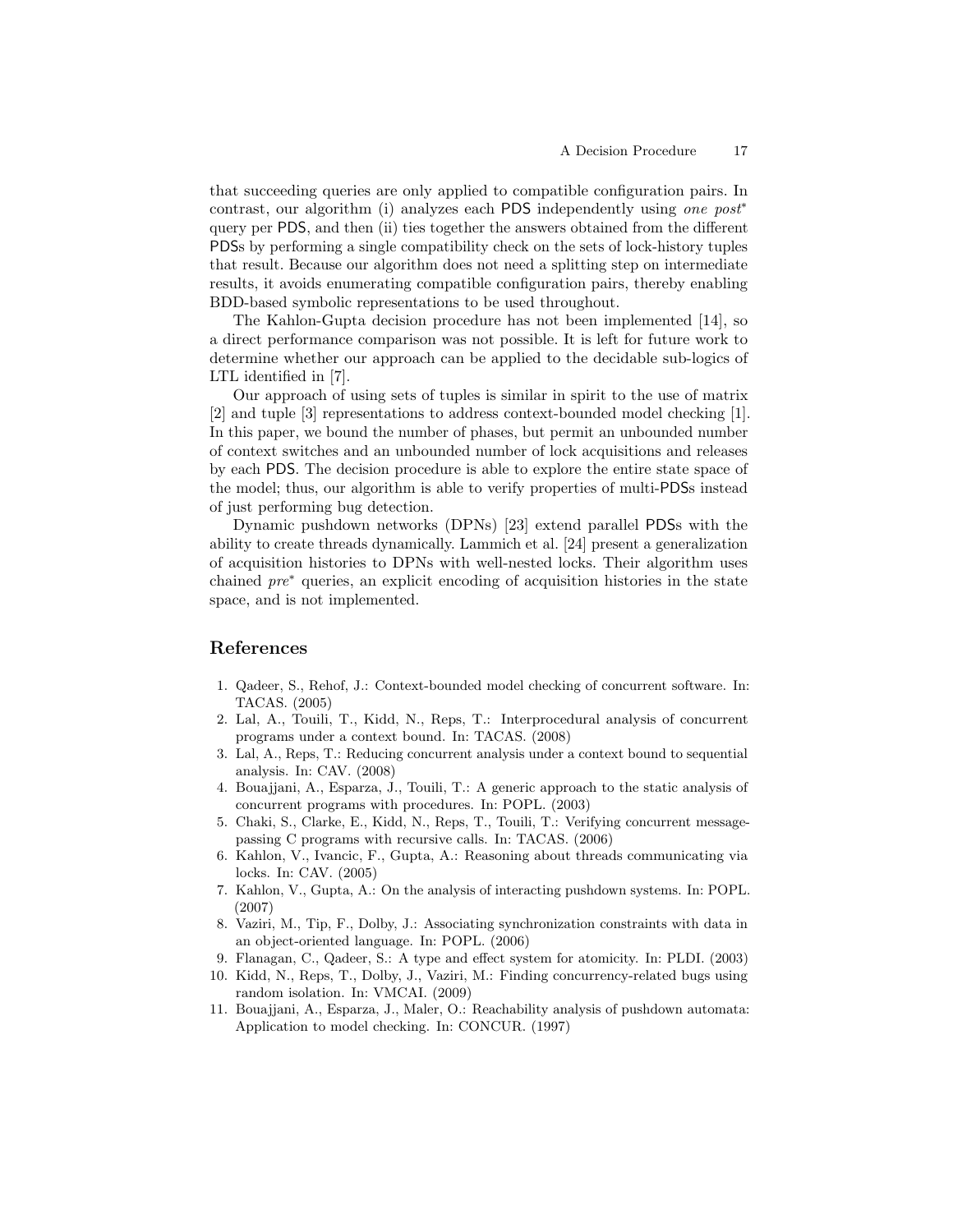that succeeding queries are only applied to compatible configuration pairs. In contrast, our algorithm (i) analyzes each PDS independently using *one post*$^*$ query per PDS, and then (ii) ties together the answers obtained from the different PDSs by performing a single compatibility check on the sets of lock-history tuples that result. Because our algorithm does not need a splitting step on intermediate results, it avoids enumerating compatible configuration pairs, thereby enabling BDD-based symbolic representations to be used throughout.

The Kahlon-Gupta decision procedure has not been implemented [14], so a direct performance comparison was not possible. It is left for future work to determine whether our approach can be applied to the decidable sub-logics of LTL identified in [7].

Our approach of using sets of tuples is similar in spirit to the use of matrix [2] and tuple [3] representations to address context-bounded model checking [1]. In this paper, we bound the number of phases, but permit an unbounded number of context switches and an unbounded number of lock acquisitions and releases by each PDS. The decision procedure is able to explore the entire state space of the model; thus, our algorithm is able to verify properties of multi-PDSs instead of just performing bug detection.

Dynamic pushdown networks (DPNs) [23] extend parallel PDSs with the ability to create threads dynamically. Lammich et al. [24] present a generalization of acquisition histories to DPNs with well-nested locks. Their algorithm uses chained *pre*$^*$ queries, an explicit encoding of acquisition histories in the state space, and is not implemented.

## References

1. Qadeer, S., Rehof, J.: Context-bounded model checking of concurrent software. In: TACAS. (2005)
2. Lal, A., Touili, T., Kidd, N., Reps, T.: Interprocedural analysis of concurrent programs under a context bound. In: TACAS. (2008)
3. Lal, A., Reps, T.: Reducing concurrent analysis under a context bound to sequential analysis. In: CAV. (2008)
4. Bouajjani, A., Esparza, J., Touili, T.: A generic approach to the static analysis of concurrent programs with procedures. In: POPL. (2003)
5. Chaki, S., Clarke, E., Kidd, N., Reps, T., Touili, T.: Verifying concurrent message-passing C programs with recursive calls. In: TACAS. (2006)
6. Kahlon, V., Ivancic, F., Gupta, A.: Reasoning about threads communicating via locks. In: CAV. (2005)
7. Kahlon, V., Gupta, A.: On the analysis of interacting pushdown systems. In: POPL. (2007)
8. Vaziri, M., Tip, F., Dolby, J.: Associating synchronization constraints with data in an object-oriented language. In: POPL. (2006)
9. Flanagan, C., Qadeer, S.: A type and effect system for atomicity. In: PLDI. (2003)
10. Kidd, N., Reps, T., Dolby, J., Vaziri, M.: Finding concurrency-related bugs using random isolation. In: VMCAI. (2009)
11. Bouajjani, A., Esparza, J., Maler, O.: Reachability analysis of pushdown automata: Application to model checking. In: CONCUR. (1997)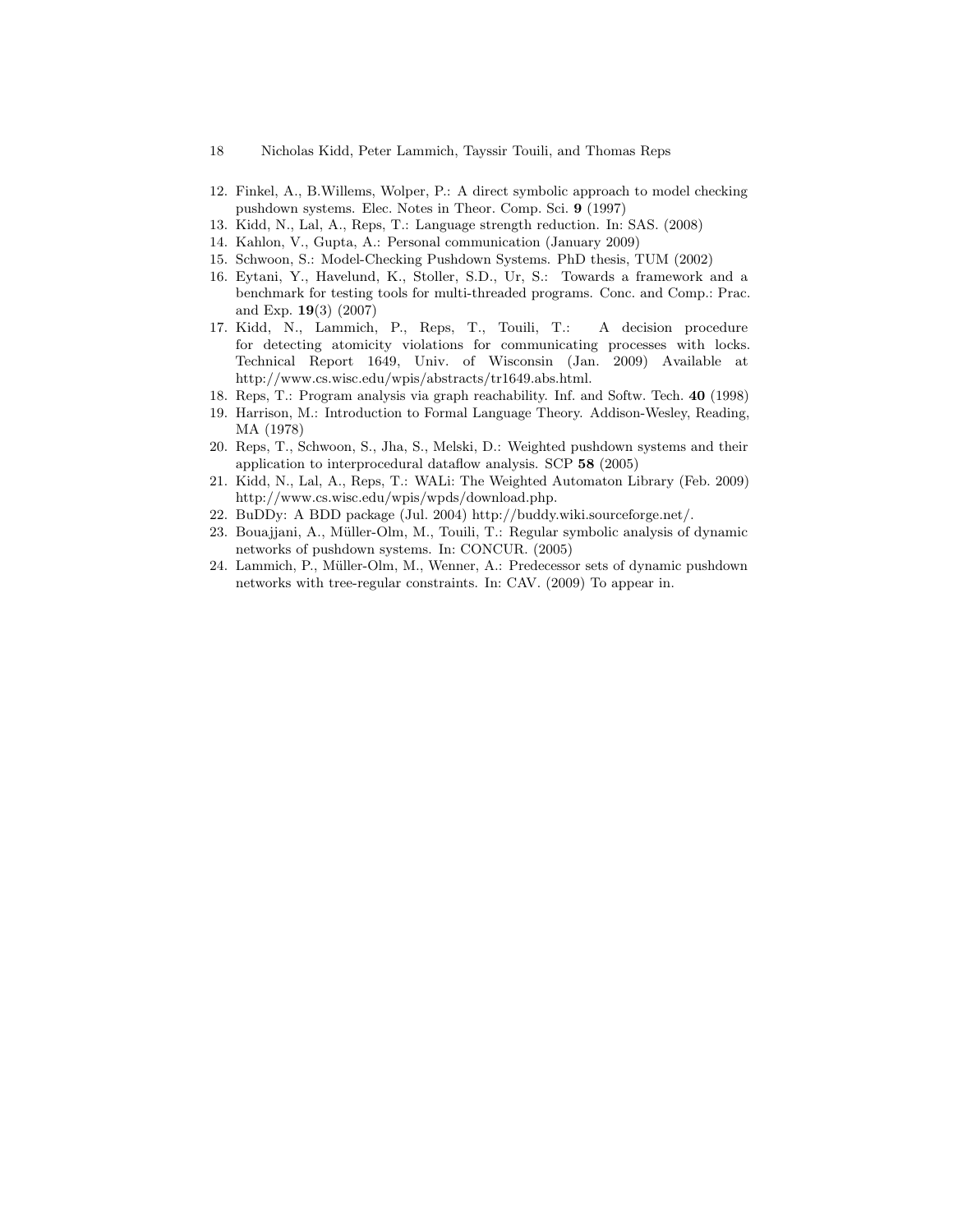12. Finkel, A., B.Willems, Wolper, P.: A direct symbolic approach to model checking pushdown systems. Elec. Notes in Theor. Comp. Sci. **9** (1997)
13. Kidd, N., Lal, A., Reps, T.: Language strength reduction. In: SAS. (2008)
14. Kahlon, V., Gupta, A.: Personal communication (January 2009)
15. Schwoon, S.: Model-Checking Pushdown Systems. PhD thesis, TUM (2002)
16. Eytani, Y., Havelund, K., Stoller, S.D., Ur, S.: Towards a framework and a benchmark for testing tools for multi-threaded programs. Conc. and Comp.: Prac. and Exp. **19**(3) (2007)
17. Kidd, N., Lammich, P., Reps, T., Touili, T.: A decision procedure for detecting atomicity violations for communicating processes with locks. Technical Report 1649, Univ. of Wisconsin (Jan. 2009) Available at http://www.cs.wisc.edu/wpis/abstracts/tr1649.abs.html.
18. Reps, T.: Program analysis via graph reachability. Inf. and Softw. Tech. **40** (1998)
19. Harrison, M.: Introduction to Formal Language Theory. Addison-Wesley, Reading, MA (1978)
20. Reps, T., Schwoon, S., Jha, S., Melski, D.: Weighted pushdown systems and their application to interprocedural dataflow analysis. SCP **58** (2005)
21. Kidd, N., Lal, A., Reps, T.: WALi: The Weighted Automaton Library (Feb. 2009) http://www.cs.wisc.edu/wpis/wpds/download.php.
22. BuDDy: A BDD package (Jul. 2004) http://buddy.wiki.sourceforge.net/.
23. Bouajjani, A., Müller-Olm, M., Touili, T.: Regular symbolic analysis of dynamic networks of pushdown systems. In: CONCUR. (2005)
24. Lammich, P., Müller-Olm, M., Wenner, A.: Predecessor sets of dynamic pushdown networks with tree-regular constraints. In: CAV. (2009) To appear in.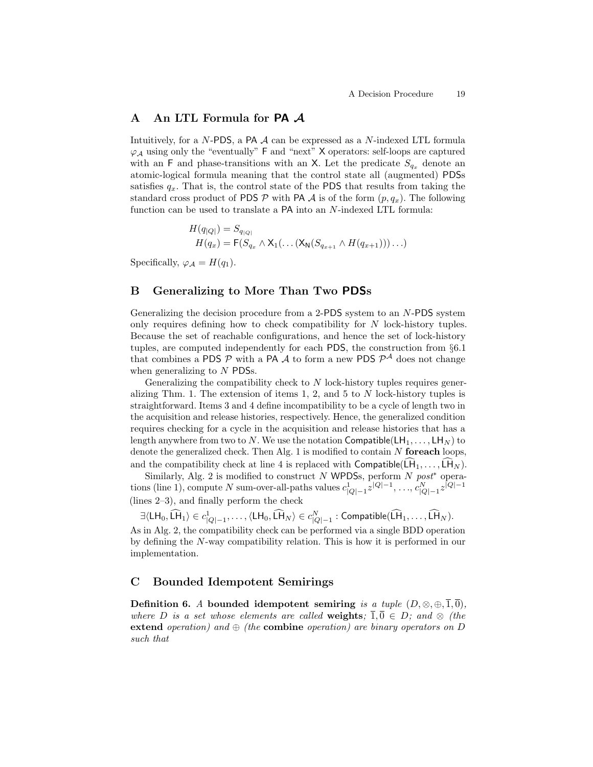## A An LTL Formula for PA $\mathcal{A}$

Intuitively, for a $N$-PDS, a PA $\mathcal{A}$ can be expressed as a $N$-indexed LTL formula $\varphi_{\mathcal{A}}$ using only the "eventually" F and "next" X operators: self-loops are captured with an F and phase-transitions with an X. Let the predicate $S_{q_x}$ denote an atomic-logical formula meaning that the control state all (augmented) PDSs satisfies $q_x$. That is, the control state of the PDS that results from taking the standard cross product of PDS $\mathcal{P}$ with PA $\mathcal{A}$ is of the form $(p, q_x)$. The following function can be used to translate a PA into an $N$-indexed LTL formula:

$$
\begin{aligned}
H(q_{|Q|}) &= S_{q_{|Q|}} \\
H(q_x) &= \mathsf{F}(S_{q_x} \wedge \mathsf{X}_1(\ldots(\mathsf{X}_\mathsf{N}(S_{q_{x+1}} \wedge H(q_{x+1})))\ldots)
\end{aligned}
$$

Specifically, $\varphi_{\mathcal{A}} = H(q_1)$.

## B Generalizing to More Than Two PDSs

Generalizing the decision procedure from a 2-PDS system to an $N$-PDS system only requires defining how to check compatibility for $N$ lock-history tuples. Because the set of reachable configurations, and hence the set of lock-history tuples, are computed independently for each PDS, the construction from §6.1 that combines a PDS $\mathcal{P}$ with a PA $\mathcal{A}$ to form a new PDS $\mathcal{P}^{\mathcal{A}}$ does not change when generalizing to $N$ PDSs.

Generalizing the compatibility check to $N$ lock-history tuples requires generalizing Thm. 1. The extension of items 1, 2, and 5 to $N$ lock-history tuples is straightforward. Items 3 and 4 define incompatibility to be a cycle of length two in the acquisition and release histories, respectively. Hence, the generalized condition requires checking for a cycle in the acquisition and release histories that has a length anywhere from two to $N$. We use the notation $\mathsf{Compatible}(\mathsf{LH}_1, \ldots, \mathsf{LH}_N)$ to denote the generalized check. Then Alg. 1 is modified to contain $N$ **foreach** loops, and the compatibility check at line 4 is replaced with $\mathsf{Compatible}(\widehat{\mathsf{LH}}_1, \ldots, \widehat{\mathsf{LH}}_N)$.

Similarly, Alg. 2 is modified to construct $N$ WPDSs, perform $N$ $post^*$ operations (line 1), compute $N$ sum-over-all-paths values $c^1_{|Q|-1}z^{|Q|-1}$, ..., $c^N_{|Q|-1}z^{|Q|-1}$ (lines 2–3), and finally perform the check

$$\exists \langle \mathsf{LH}_0, \widehat{\mathsf{LH}}_1 \rangle \in c^1_{|Q|-1}, \ldots, \langle \mathsf{LH}_0, \widehat{\mathsf{LH}}_N \rangle \in c^N_{|Q|-1} : \mathsf{Compatible}(\widehat{\mathsf{LH}}_1, \ldots, \widehat{\mathsf{LH}}_N).$$

As in Alg. 2, the compatibility check can be performed via a single BDD operation by defining the $N$-way compatibility relation. This is how it is performed in our implementation.

## C Bounded Idempotent Semirings

**Definition 6.** *A* **bounded idempotent semiring** *is a tuple* $(D, \otimes, \oplus, \overline{1}, \overline{0})$*, where* $D$ *is a set whose elements are called* **weights***;* $\overline{1}, \overline{0} \in D$*; and* $\otimes$ *(the* **extend** *operation) and* $\oplus$ *(the* **combine** *operation) are binary operators on* $D$ *such that*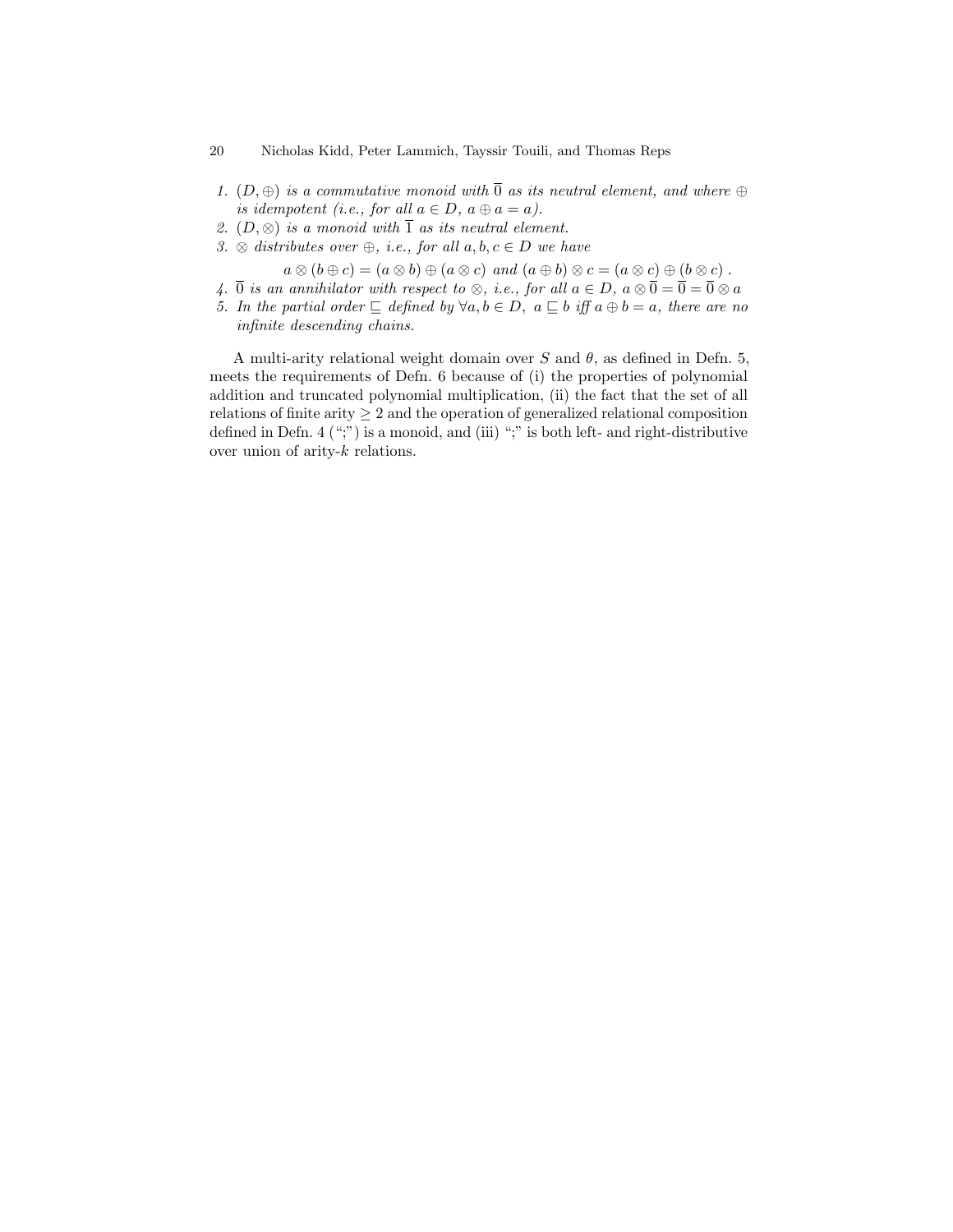1. $(D, \oplus)$ *is a commutative monoid with* $\overline{0}$ *as its neutral element, and where* $\oplus$ *is idempotent (i.e., for all* $a \in D$*,* $a \oplus a = a$*).*
2. $(D, \otimes)$ *is a monoid with* $\overline{1}$ *as its neutral element.*
3. $\otimes$ *distributes over* $\oplus$*, i.e., for all* $a, b, c \in D$ *we have*

$$a \otimes (b \oplus c) = (a \otimes b) \oplus (a \otimes c) \text{ and } (a \oplus b) \otimes c = (a \otimes c) \oplus (b \otimes c) .$$

4. $\overline{0}$ *is an annihilator with respect to* $\otimes$*, i.e., for all* $a \in D$*,* $a \otimes \overline{0} = \overline{0} = \overline{0} \otimes a$
5. *In the partial order* $\sqsubseteq$ *defined by* $\forall a, b \in D,\ a \sqsubseteq b$ *iff* $a \oplus b = a$*, there are no infinite descending chains.*

A multi-arity relational weight domain over $S$ and $\theta$, as defined in Defn. 5, meets the requirements of Defn. 6 because of (i) the properties of polynomial addition and truncated polynomial multiplication, (ii) the fact that the set of all relations of finite arity $\geq 2$ and the operation of generalized relational composition defined in Defn. 4 (";") is a monoid, and (iii) ";" is both left- and right-distributive over union of arity-$k$ relations.